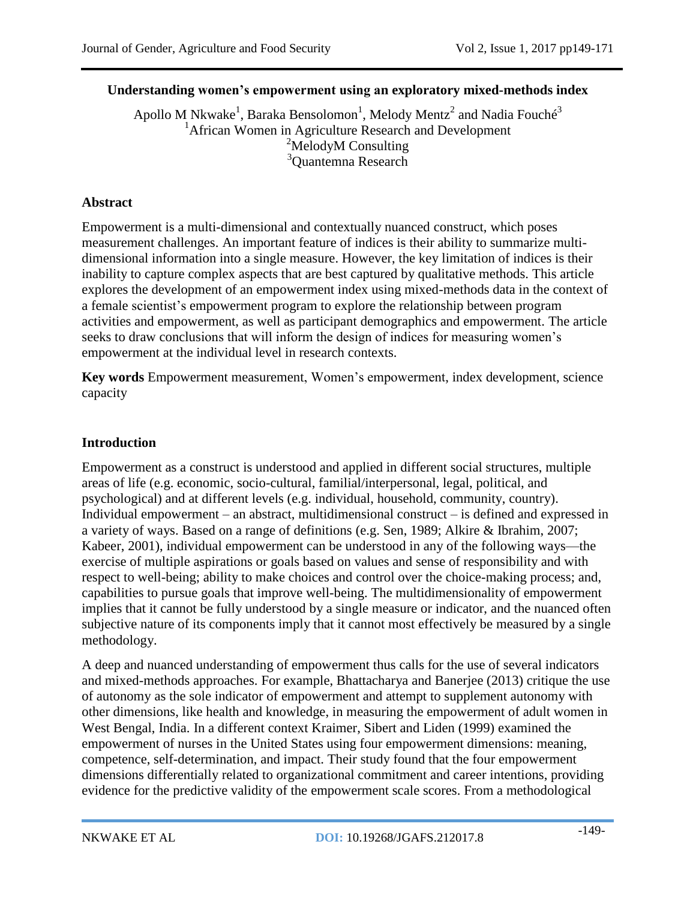# Understanding women's empowerment using an exploratory mixed-methods index

Apollo M Nkwake[1], Baraka Bensolomon[1], Melody Mentz[2] and Nadia Fouché[3]

[1]African Women in Agriculture Research and Development
[2]MelodyM Consulting
[3]Quantemna Research

## Abstract

Empowerment is a multi-dimensional and contextually nuanced construct, which poses measurement challenges. An important feature of indices is their ability to summarize multi-dimensional information into a single measure. However, the key limitation of indices is their inability to capture complex aspects that are best captured by qualitative methods. This article explores the development of an empowerment index using mixed-methods data in the context of a female scientist's empowerment program to explore the relationship between program activities and empowerment, as well as participant demographics and empowerment. The article seeks to draw conclusions that will inform the design of indices for measuring women's empowerment at the individual level in research contexts.

**Key words** Empowerment measurement, Women's empowerment, index development, science capacity

## Introduction

Empowerment as a construct is understood and applied in different social structures, multiple areas of life (e.g. economic, socio-cultural, familial/interpersonal, legal, political, and psychological) and at different levels (e.g. individual, household, community, country). Individual empowerment – an abstract, multidimensional construct – is defined and expressed in a variety of ways. Based on a range of definitions (e.g. Sen, 1989; Alkire & Ibrahim, 2007; Kabeer, 2001), individual empowerment can be understood in any of the following ways—the exercise of multiple aspirations or goals based on values and sense of responsibility and with respect to well-being; ability to make choices and control over the choice-making process; and, capabilities to pursue goals that improve well-being. The multidimensionality of empowerment implies that it cannot be fully understood by a single measure or indicator, and the nuanced often subjective nature of its components imply that it cannot most effectively be measured by a single methodology.

A deep and nuanced understanding of empowerment thus calls for the use of several indicators and mixed-methods approaches. For example, Bhattacharya and Banerjee (2013) critique the use of autonomy as the sole indicator of empowerment and attempt to supplement autonomy with other dimensions, like health and knowledge, in measuring the empowerment of adult women in West Bengal, India. In a different context Kraimer, Sibert and Liden (1999) examined the empowerment of nurses in the United States using four empowerment dimensions: meaning, competence, self-determination, and impact. Their study found that the four empowerment dimensions differentially related to organizational commitment and career intentions, providing evidence for the predictive validity of the empowerment scale scores. From a methodological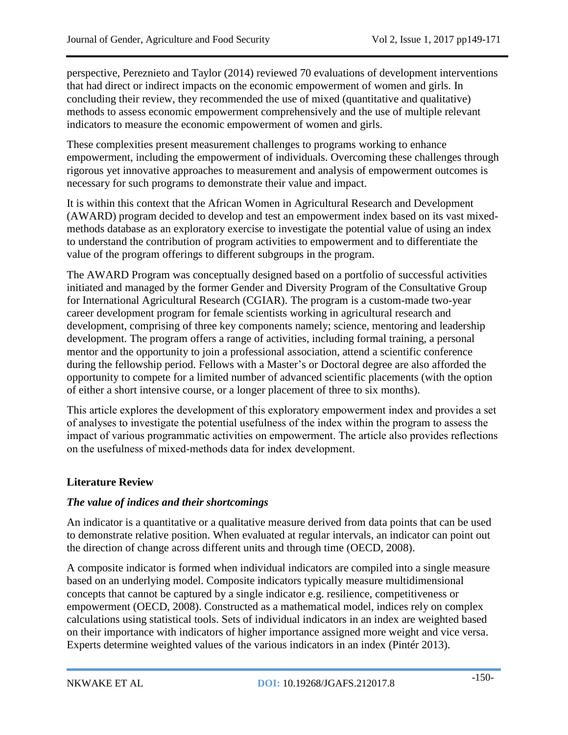perspective, Pereznieto and Taylor (2014) reviewed 70 evaluations of development interventions that had direct or indirect impacts on the economic empowerment of women and girls. In concluding their review, they recommended the use of mixed (quantitative and qualitative) methods to assess economic empowerment comprehensively and the use of multiple relevant indicators to measure the economic empowerment of women and girls.

These complexities present measurement challenges to programs working to enhance empowerment, including the empowerment of individuals. Overcoming these challenges through rigorous yet innovative approaches to measurement and analysis of empowerment outcomes is necessary for such programs to demonstrate their value and impact.

It is within this context that the African Women in Agricultural Research and Development (AWARD) program decided to develop and test an empowerment index based on its vast mixed-methods database as an exploratory exercise to investigate the potential value of using an index to understand the contribution of program activities to empowerment and to differentiate the value of the program offerings to different subgroups in the program.

The AWARD Program was conceptually designed based on a portfolio of successful activities initiated and managed by the former Gender and Diversity Program of the Consultative Group for International Agricultural Research (CGIAR). The program is a custom-made two-year career development program for female scientists working in agricultural research and development, comprising of three key components namely; science, mentoring and leadership development. The program offers a range of activities, including formal training, a personal mentor and the opportunity to join a professional association, attend a scientific conference during the fellowship period. Fellows with a Master's or Doctoral degree are also afforded the opportunity to compete for a limited number of advanced scientific placements (with the option of either a short intensive course, or a longer placement of three to six months).

This article explores the development of this exploratory empowerment index and provides a set of analyses to investigate the potential usefulness of the index within the program to assess the impact of various programmatic activities on empowerment. The article also provides reflections on the usefulness of mixed-methods data for index development.

## Literature Review

### *The value of indices and their shortcomings*

An indicator is a quantitative or a qualitative measure derived from data points that can be used to demonstrate relative position. When evaluated at regular intervals, an indicator can point out the direction of change across different units and through time (OECD, 2008).

A composite indicator is formed when individual indicators are compiled into a single measure based on an underlying model. Composite indicators typically measure multidimensional concepts that cannot be captured by a single indicator e.g. resilience, competitiveness or empowerment (OECD, 2008). Constructed as a mathematical model, indices rely on complex calculations using statistical tools. Sets of individual indicators in an index are weighted based on their importance with indicators of higher importance assigned more weight and vice versa. Experts determine weighted values of the various indicators in an index (Pintér 2013).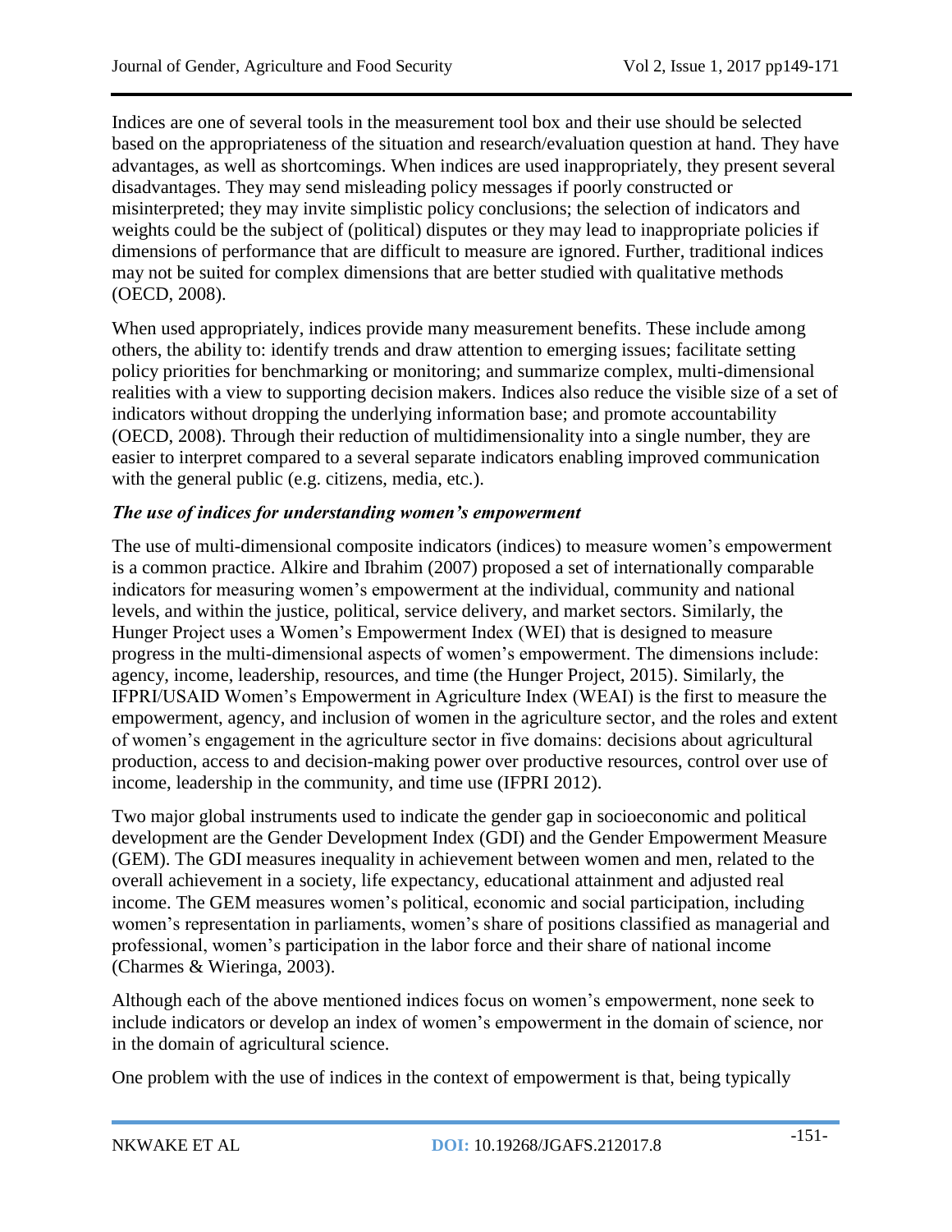Indices are one of several tools in the measurement tool box and their use should be selected based on the appropriateness of the situation and research/evaluation question at hand. They have advantages, as well as shortcomings. When indices are used inappropriately, they present several disadvantages. They may send misleading policy messages if poorly constructed or misinterpreted; they may invite simplistic policy conclusions; the selection of indicators and weights could be the subject of (political) disputes or they may lead to inappropriate policies if dimensions of performance that are difficult to measure are ignored. Further, traditional indices may not be suited for complex dimensions that are better studied with qualitative methods (OECD, 2008).

When used appropriately, indices provide many measurement benefits. These include among others, the ability to: identify trends and draw attention to emerging issues; facilitate setting policy priorities for benchmarking or monitoring; and summarize complex, multi-dimensional realities with a view to supporting decision makers. Indices also reduce the visible size of a set of indicators without dropping the underlying information base; and promote accountability (OECD, 2008). Through their reduction of multidimensionality into a single number, they are easier to interpret compared to a several separate indicators enabling improved communication with the general public (e.g. citizens, media, etc.).

### *The use of indices for understanding women's empowerment*

The use of multi-dimensional composite indicators (indices) to measure women's empowerment is a common practice. Alkire and Ibrahim (2007) proposed a set of internationally comparable indicators for measuring women's empowerment at the individual, community and national levels, and within the justice, political, service delivery, and market sectors. Similarly, the Hunger Project uses a Women's Empowerment Index (WEI) that is designed to measure progress in the multi-dimensional aspects of women's empowerment. The dimensions include: agency, income, leadership, resources, and time (the Hunger Project, 2015). Similarly, the IFPRI/USAID Women's Empowerment in Agriculture Index (WEAI) is the first to measure the empowerment, agency, and inclusion of women in the agriculture sector, and the roles and extent of women's engagement in the agriculture sector in five domains: decisions about agricultural production, access to and decision-making power over productive resources, control over use of income, leadership in the community, and time use (IFPRI 2012).

Two major global instruments used to indicate the gender gap in socioeconomic and political development are the Gender Development Index (GDI) and the Gender Empowerment Measure (GEM). The GDI measures inequality in achievement between women and men, related to the overall achievement in a society, life expectancy, educational attainment and adjusted real income. The GEM measures women's political, economic and social participation, including women's representation in parliaments, women's share of positions classified as managerial and professional, women's participation in the labor force and their share of national income (Charmes & Wieringa, 2003).

Although each of the above mentioned indices focus on women's empowerment, none seek to include indicators or develop an index of women's empowerment in the domain of science, nor in the domain of agricultural science.

One problem with the use of indices in the context of empowerment is that, being typically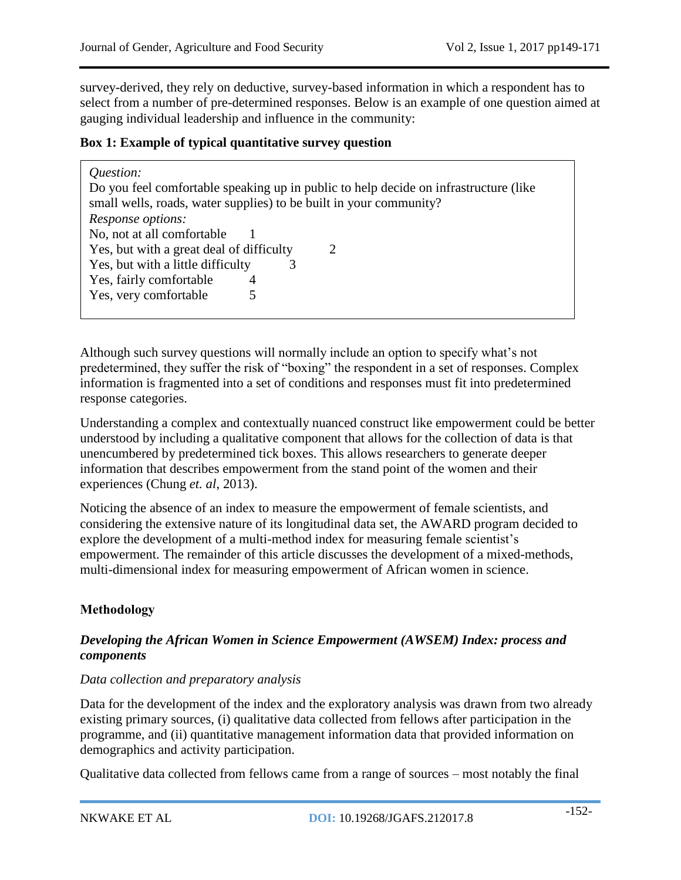survey-derived, they rely on deductive, survey-based information in which a respondent has to select from a number of pre-determined responses. Below is an example of one question aimed at gauging individual leadership and influence in the community:

**Box 1: Example of typical quantitative survey question**

> *Question:*
> Do you feel comfortable speaking up in public to help decide on infrastructure (like small wells, roads, water supplies) to be built in your community?
> *Response options:*
> No, not at all comfortable 1
> Yes, but with a great deal of difficulty 2
> Yes, but with a little difficulty 3
> Yes, fairly comfortable 4
> Yes, very comfortable 5

Although such survey questions will normally include an option to specify what's not predetermined, they suffer the risk of "boxing" the respondent in a set of responses. Complex information is fragmented into a set of conditions and responses must fit into predetermined response categories.

Understanding a complex and contextually nuanced construct like empowerment could be better understood by including a qualitative component that allows for the collection of data is that unencumbered by predetermined tick boxes. This allows researchers to generate deeper information that describes empowerment from the stand point of the women and their experiences (Chung *et. al*, 2013).

Noticing the absence of an index to measure the empowerment of female scientists, and considering the extensive nature of its longitudinal data set, the AWARD program decided to explore the development of a multi-method index for measuring female scientist's empowerment. The remainder of this article discusses the development of a mixed-methods, multi-dimensional index for measuring empowerment of African women in science.

## Methodology

### *Developing the African Women in Science Empowerment (AWSEM) Index: process and components*

*Data collection and preparatory analysis*

Data for the development of the index and the exploratory analysis was drawn from two already existing primary sources, (i) qualitative data collected from fellows after participation in the programme, and (ii) quantitative management information data that provided information on demographics and activity participation.

Qualitative data collected from fellows came from a range of sources – most notably the final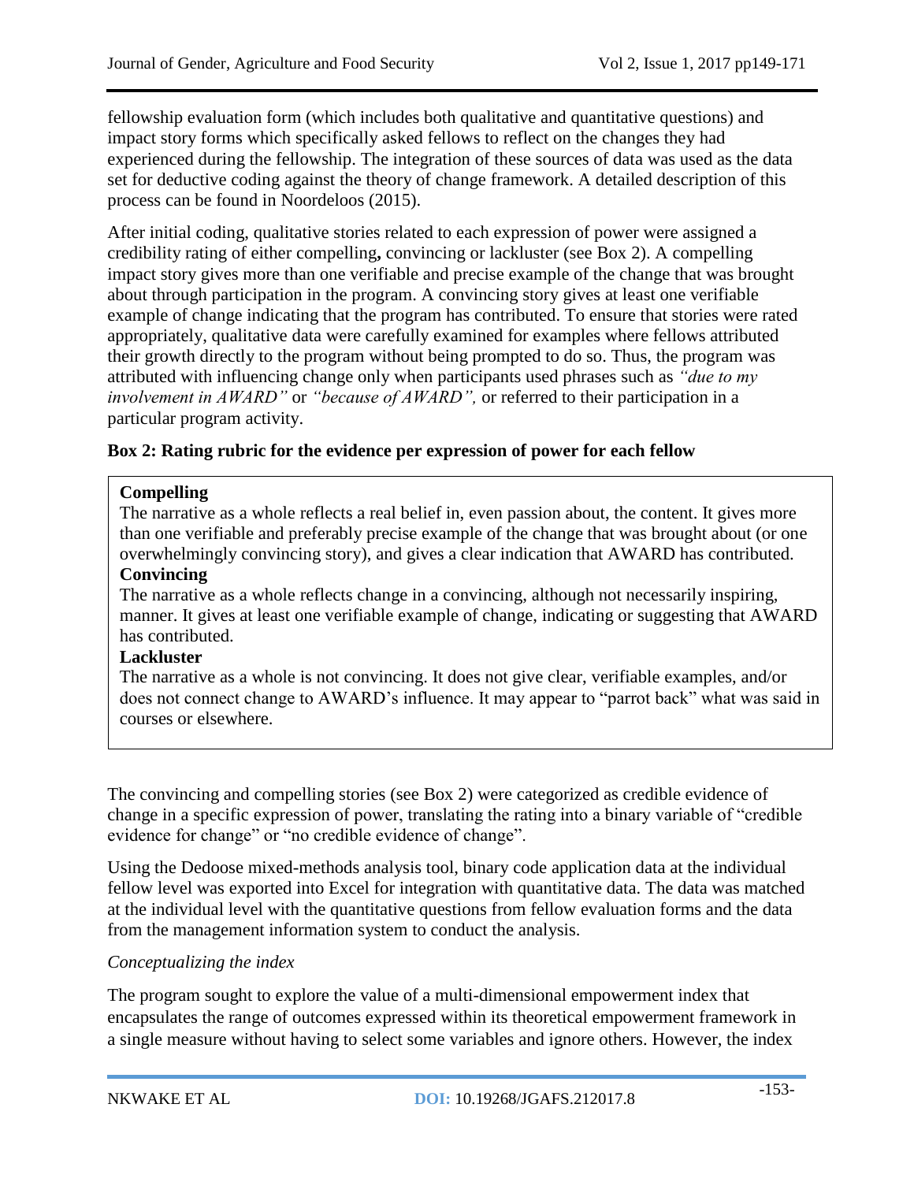fellowship evaluation form (which includes both qualitative and quantitative questions) and impact story forms which specifically asked fellows to reflect on the changes they had experienced during the fellowship. The integration of these sources of data was used as the data set for deductive coding against the theory of change framework. A detailed description of this process can be found in Noordeloos (2015).

After initial coding, qualitative stories related to each expression of power were assigned a credibility rating of either compelling**,** convincing or lackluster (see Box 2). A compelling impact story gives more than one verifiable and precise example of the change that was brought about through participation in the program. A convincing story gives at least one verifiable example of change indicating that the program has contributed. To ensure that stories were rated appropriately, qualitative data were carefully examined for examples where fellows attributed their growth directly to the program without being prompted to do so. Thus, the program was attributed with influencing change only when participants used phrases such as *"due to my involvement in AWARD"* or *"because of AWARD",* or referred to their participation in a particular program activity.

**Box 2: Rating rubric for the evidence per expression of power for each fellow**

**Compelling**
The narrative as a whole reflects a real belief in, even passion about, the content. It gives more than one verifiable and preferably precise example of the change that was brought about (or one overwhelmingly convincing story), and gives a clear indication that AWARD has contributed.
**Convincing**
The narrative as a whole reflects change in a convincing, although not necessarily inspiring, manner. It gives at least one verifiable example of change, indicating or suggesting that AWARD has contributed.
**Lackluster**
The narrative as a whole is not convincing. It does not give clear, verifiable examples, and/or does not connect change to AWARD's influence. It may appear to "parrot back" what was said in courses or elsewhere.

The convincing and compelling stories (see Box 2) were categorized as credible evidence of change in a specific expression of power, translating the rating into a binary variable of "credible evidence for change" or "no credible evidence of change".

Using the Dedoose mixed-methods analysis tool, binary code application data at the individual fellow level was exported into Excel for integration with quantitative data. The data was matched at the individual level with the quantitative questions from fellow evaluation forms and the data from the management information system to conduct the analysis.

*Conceptualizing the index*

The program sought to explore the value of a multi-dimensional empowerment index that encapsulates the range of outcomes expressed within its theoretical empowerment framework in a single measure without having to select some variables and ignore others. However, the index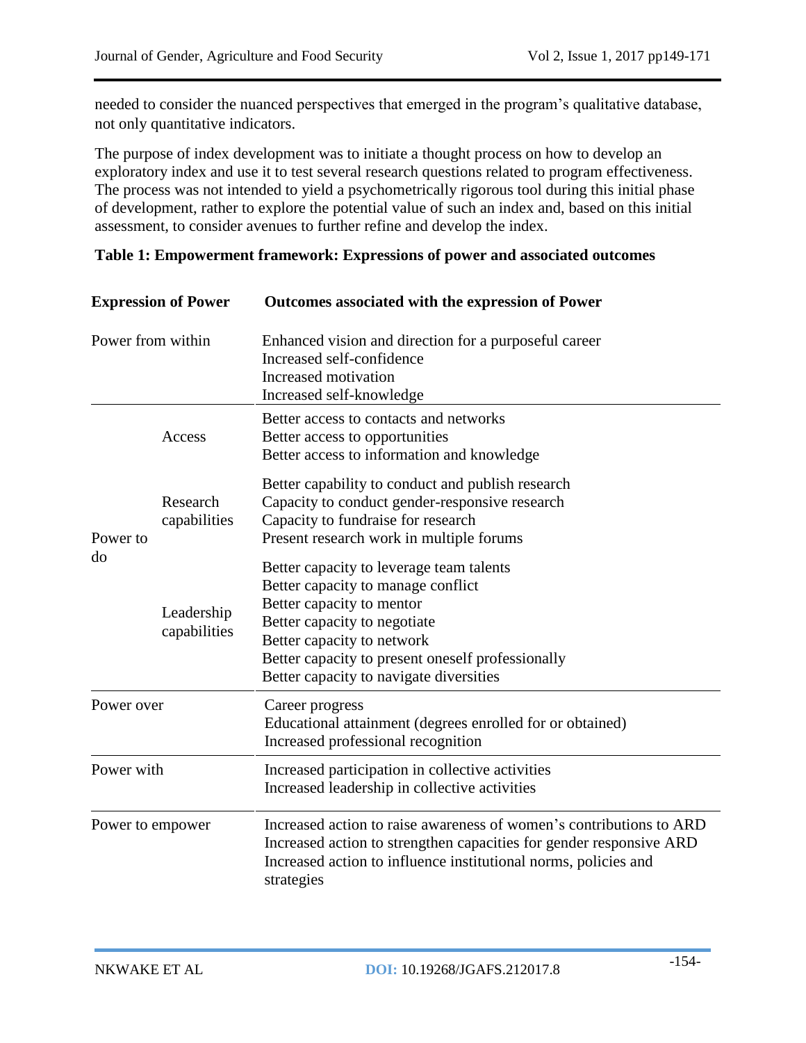needed to consider the nuanced perspectives that emerged in the program's qualitative database, not only quantitative indicators.

The purpose of index development was to initiate a thought process on how to develop an exploratory index and use it to test several research questions related to program effectiveness. The process was not intended to yield a psychometrically rigorous tool during this initial phase of development, rather to explore the potential value of such an index and, based on this initial assessment, to consider avenues to further refine and develop the index.

**Table 1: Empowerment framework: Expressions of power and associated outcomes**

| Expression of Power | | Outcomes associated with the expression of Power |
|---|---|---|
| Power from within | | Enhanced vision and direction for a purposeful career<br>Increased self-confidence<br>Increased motivation<br>Increased self-knowledge |
| Power to do | Access | Better access to contacts and networks<br>Better access to opportunities<br>Better access to information and knowledge |
| | Research capabilities | Better capability to conduct and publish research<br>Capacity to conduct gender-responsive research<br>Capacity to fundraise for research<br>Present research work in multiple forums |
| | Leadership capabilities | Better capacity to leverage team talents<br>Better capacity to manage conflict<br>Better capacity to mentor<br>Better capacity to negotiate<br>Better capacity to network<br>Better capacity to present oneself professionally<br>Better capacity to navigate diversities |
| Power over | | Career progress<br>Educational attainment (degrees enrolled for or obtained)<br>Increased professional recognition |
| Power with | | Increased participation in collective activities<br>Increased leadership in collective activities |
| Power to empower | | Increased action to raise awareness of women's contributions to ARD<br>Increased action to strengthen capacities for gender responsive ARD<br>Increased action to influence institutional norms, policies and strategies |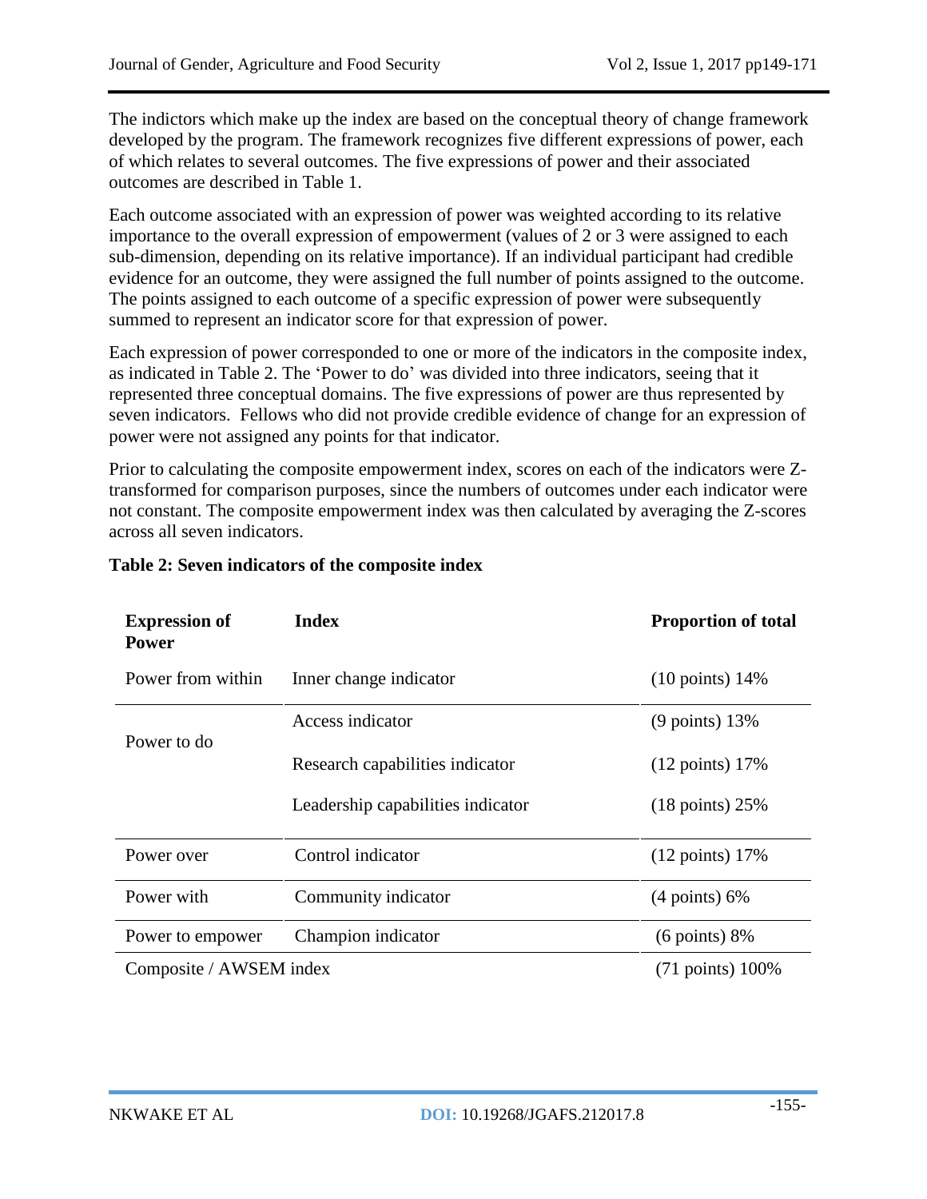The indictors which make up the index are based on the conceptual theory of change framework developed by the program. The framework recognizes five different expressions of power, each of which relates to several outcomes. The five expressions of power and their associated outcomes are described in Table 1.

Each outcome associated with an expression of power was weighted according to its relative importance to the overall expression of empowerment (values of 2 or 3 were assigned to each sub-dimension, depending on its relative importance). If an individual participant had credible evidence for an outcome, they were assigned the full number of points assigned to the outcome. The points assigned to each outcome of a specific expression of power were subsequently summed to represent an indicator score for that expression of power.

Each expression of power corresponded to one or more of the indicators in the composite index, as indicated in Table 2. The 'Power to do' was divided into three indicators, seeing that it represented three conceptual domains. The five expressions of power are thus represented by seven indicators. Fellows who did not provide credible evidence of change for an expression of power were not assigned any points for that indicator.

Prior to calculating the composite empowerment index, scores on each of the indicators were Z-transformed for comparison purposes, since the numbers of outcomes under each indicator were not constant. The composite empowerment index was then calculated by averaging the Z-scores across all seven indicators.

**Table 2: Seven indicators of the composite index**

| Expression of Power | Index | Proportion of total |
|---|---|---|
| Power from within | Inner change indicator | (10 points) 14% |
| Power to do | Access indicator | (9 points) 13% |
| | Research capabilities indicator | (12 points) 17% |
| | Leadership capabilities indicator | (18 points) 25% |
| Power over | Control indicator | (12 points) 17% |
| Power with | Community indicator | (4 points) 6% |
| Power to empower | Champion indicator | (6 points) 8% |
| Composite / AWSEM index | | (71 points) 100% |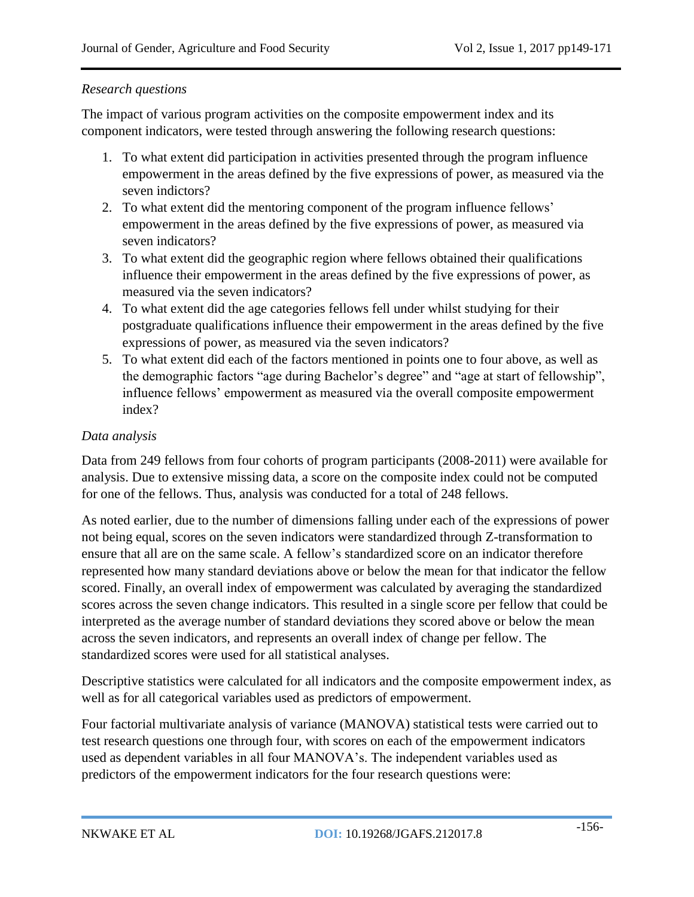*Research questions*

The impact of various program activities on the composite empowerment index and its component indicators, were tested through answering the following research questions:

1. To what extent did participation in activities presented through the program influence empowerment in the areas defined by the five expressions of power, as measured via the seven indictors?
2. To what extent did the mentoring component of the program influence fellows' empowerment in the areas defined by the five expressions of power, as measured via seven indicators?
3. To what extent did the geographic region where fellows obtained their qualifications influence their empowerment in the areas defined by the five expressions of power, as measured via the seven indicators?
4. To what extent did the age categories fellows fell under whilst studying for their postgraduate qualifications influence their empowerment in the areas defined by the five expressions of power, as measured via the seven indicators?
5. To what extent did each of the factors mentioned in points one to four above, as well as the demographic factors "age during Bachelor's degree" and "age at start of fellowship", influence fellows' empowerment as measured via the overall composite empowerment index?

*Data analysis*

Data from 249 fellows from four cohorts of program participants (2008-2011) were available for analysis. Due to extensive missing data, a score on the composite index could not be computed for one of the fellows. Thus, analysis was conducted for a total of 248 fellows.

As noted earlier, due to the number of dimensions falling under each of the expressions of power not being equal, scores on the seven indicators were standardized through Z-transformation to ensure that all are on the same scale. A fellow's standardized score on an indicator therefore represented how many standard deviations above or below the mean for that indicator the fellow scored. Finally, an overall index of empowerment was calculated by averaging the standardized scores across the seven change indicators. This resulted in a single score per fellow that could be interpreted as the average number of standard deviations they scored above or below the mean across the seven indicators, and represents an overall index of change per fellow. The standardized scores were used for all statistical analyses.

Descriptive statistics were calculated for all indicators and the composite empowerment index, as well as for all categorical variables used as predictors of empowerment.

Four factorial multivariate analysis of variance (MANOVA) statistical tests were carried out to test research questions one through four, with scores on each of the empowerment indicators used as dependent variables in all four MANOVA's. The independent variables used as predictors of the empowerment indicators for the four research questions were: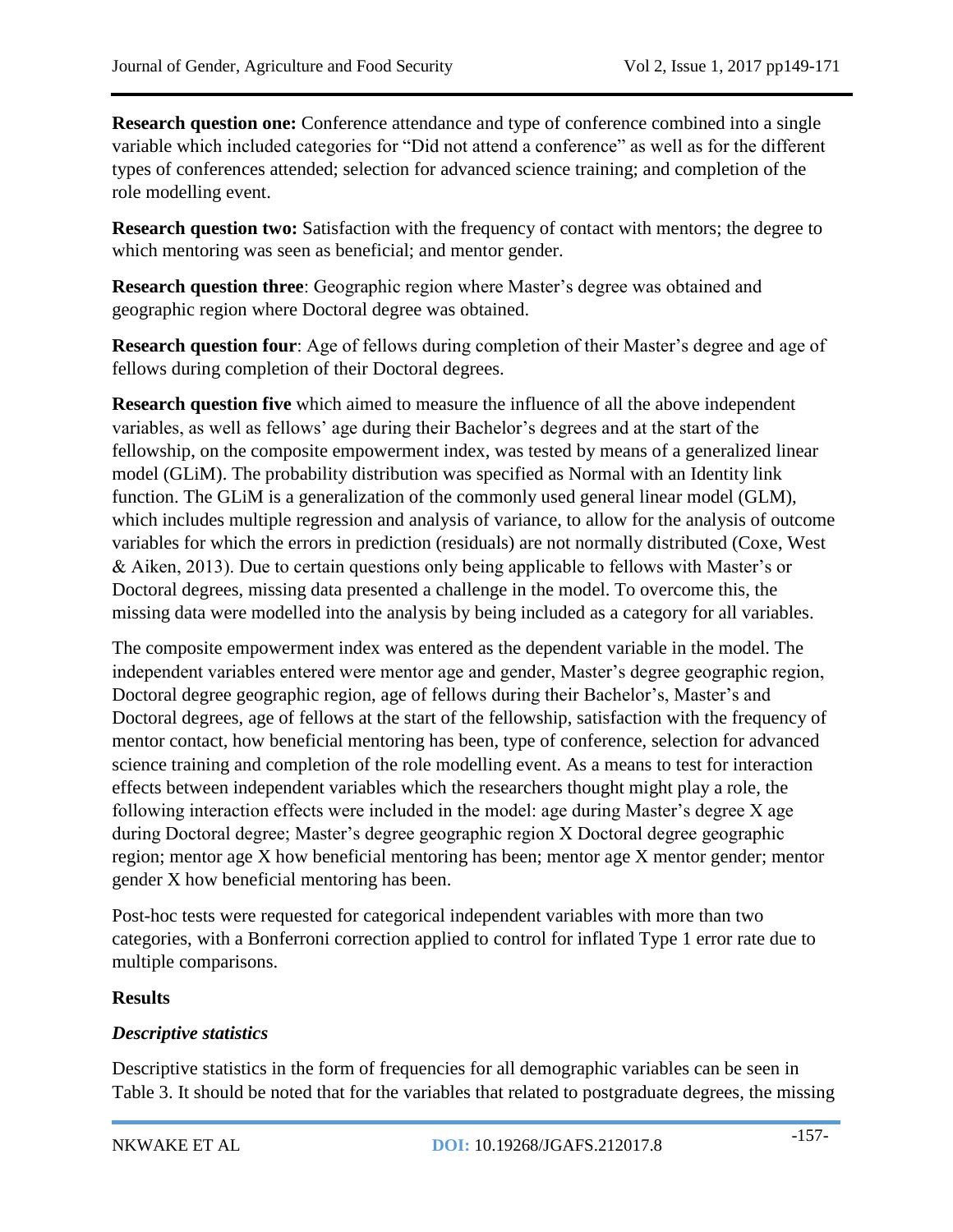**Research question one:** Conference attendance and type of conference combined into a single variable which included categories for “Did not attend a conference” as well as for the different types of conferences attended; selection for advanced science training; and completion of the role modelling event.

**Research question two:** Satisfaction with the frequency of contact with mentors; the degree to which mentoring was seen as beneficial; and mentor gender.

**Research question three**: Geographic region where Master’s degree was obtained and geographic region where Doctoral degree was obtained.

**Research question four**: Age of fellows during completion of their Master’s degree and age of fellows during completion of their Doctoral degrees.

**Research question five** which aimed to measure the influence of all the above independent variables, as well as fellows’ age during their Bachelor’s degrees and at the start of the fellowship, on the composite empowerment index, was tested by means of a generalized linear model (GLiM). The probability distribution was specified as Normal with an Identity link function. The GLiM is a generalization of the commonly used general linear model (GLM), which includes multiple regression and analysis of variance, to allow for the analysis of outcome variables for which the errors in prediction (residuals) are not normally distributed (Coxe, West & Aiken, 2013). Due to certain questions only being applicable to fellows with Master’s or Doctoral degrees, missing data presented a challenge in the model. To overcome this, the missing data were modelled into the analysis by being included as a category for all variables.

The composite empowerment index was entered as the dependent variable in the model. The independent variables entered were mentor age and gender, Master’s degree geographic region, Doctoral degree geographic region, age of fellows during their Bachelor’s, Master’s and Doctoral degrees, age of fellows at the start of the fellowship, satisfaction with the frequency of mentor contact, how beneficial mentoring has been, type of conference, selection for advanced science training and completion of the role modelling event. As a means to test for interaction effects between independent variables which the researchers thought might play a role, the following interaction effects were included in the model: age during Master’s degree X age during Doctoral degree; Master’s degree geographic region X Doctoral degree geographic region; mentor age X how beneficial mentoring has been; mentor age X mentor gender; mentor gender X how beneficial mentoring has been.

Post-hoc tests were requested for categorical independent variables with more than two categories, with a Bonferroni correction applied to control for inflated Type 1 error rate due to multiple comparisons.

## Results

### *Descriptive statistics*

Descriptive statistics in the form of frequencies for all demographic variables can be seen in Table 3. It should be noted that for the variables that related to postgraduate degrees, the missing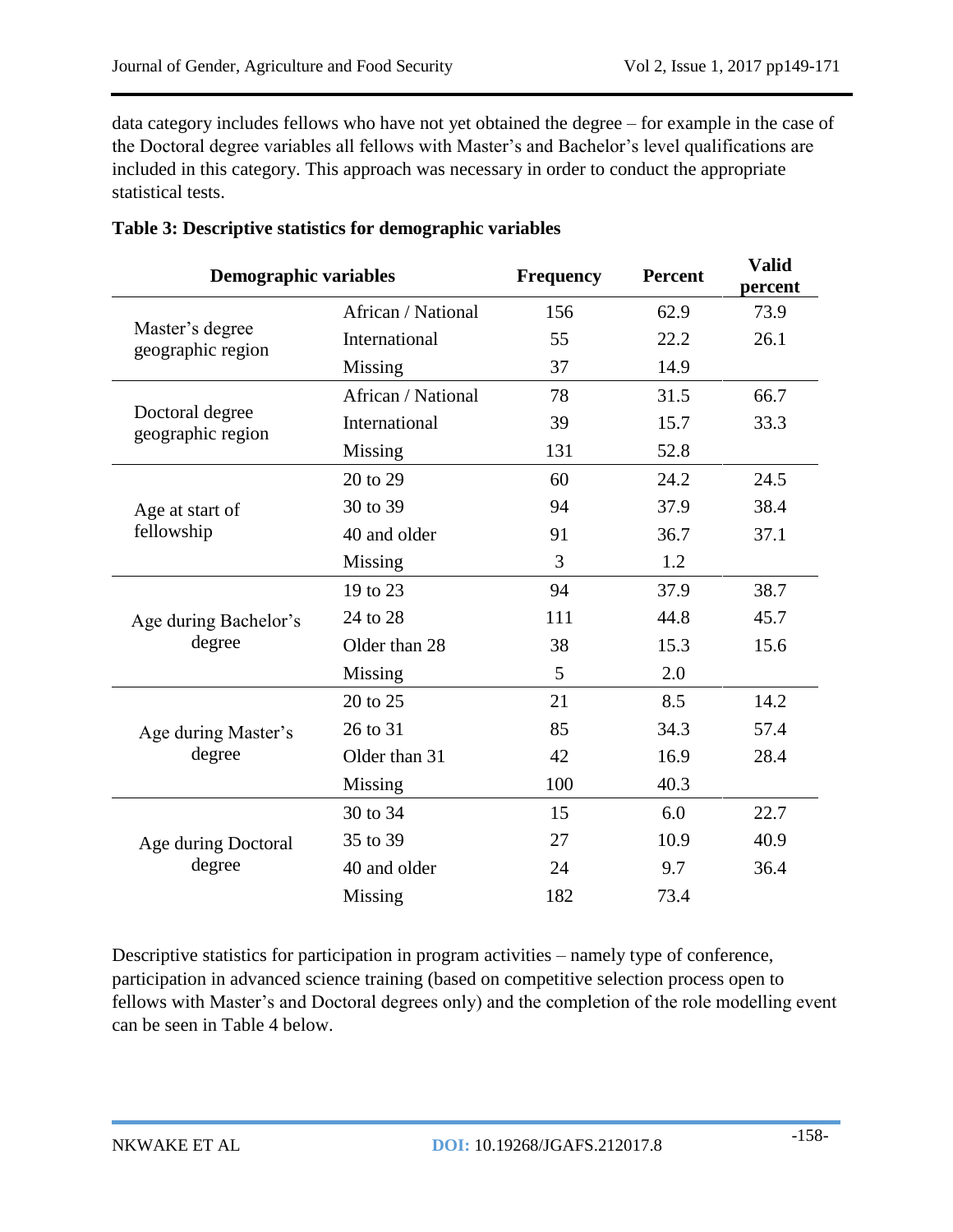data category includes fellows who have not yet obtained the degree – for example in the case of the Doctoral degree variables all fellows with Master's and Bachelor's level qualifications are included in this category. This approach was necessary in order to conduct the appropriate statistical tests.

**Table 3: Descriptive statistics for demographic variables**

| Demographic variables | | Frequency | Percent | Valid percent |
|---|---|---|---|---|
| Master's degree geographic region | African / National | 156 | 62.9 | 73.9 |
| | International | 55 | 22.2 | 26.1 |
| | Missing | 37 | 14.9 | |
| Doctoral degree geographic region | African / National | 78 | 31.5 | 66.7 |
| | International | 39 | 15.7 | 33.3 |
| | Missing | 131 | 52.8 | |
| Age at start of fellowship | 20 to 29 | 60 | 24.2 | 24.5 |
| | 30 to 39 | 94 | 37.9 | 38.4 |
| | 40 and older | 91 | 36.7 | 37.1 |
| | Missing | 3 | 1.2 | |
| Age during Bachelor's degree | 19 to 23 | 94 | 37.9 | 38.7 |
| | 24 to 28 | 111 | 44.8 | 45.7 |
| | Older than 28 | 38 | 15.3 | 15.6 |
| | Missing | 5 | 2.0 | |
| Age during Master's degree | 20 to 25 | 21 | 8.5 | 14.2 |
| | 26 to 31 | 85 | 34.3 | 57.4 |
| | Older than 31 | 42 | 16.9 | 28.4 |
| | Missing | 100 | 40.3 | |
| Age during Doctoral degree | 30 to 34 | 15 | 6.0 | 22.7 |
| | 35 to 39 | 27 | 10.9 | 40.9 |
| | 40 and older | 24 | 9.7 | 36.4 |
| | Missing | 182 | 73.4 | |

Descriptive statistics for participation in program activities – namely type of conference, participation in advanced science training (based on competitive selection process open to fellows with Master's and Doctoral degrees only) and the completion of the role modelling event can be seen in Table 4 below.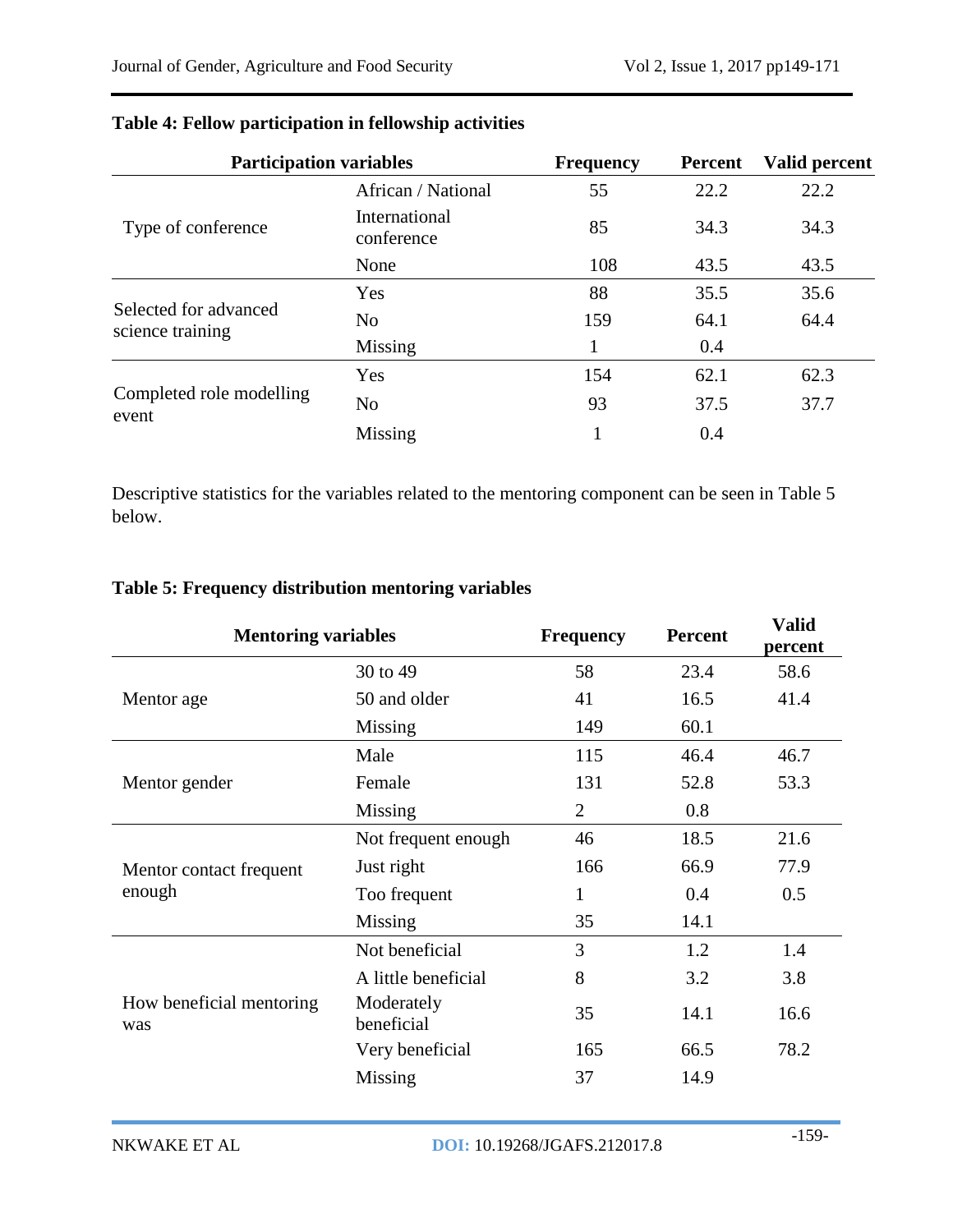**Table 4: Fellow participation in fellowship activities**

| Participation variables | | Frequency | Percent | Valid percent |
|---|---|---|---|---|
| Type of conference | African / National | 55 | 22.2 | 22.2 |
| | International conference | 85 | 34.3 | 34.3 |
| | None | 108 | 43.5 | 43.5 |
| Selected for advanced science training | Yes | 88 | 35.5 | 35.6 |
| | No | 159 | 64.1 | 64.4 |
| | Missing | 1 | 0.4 | |
| Completed role modelling event | Yes | 154 | 62.1 | 62.3 |
| | No | 93 | 37.5 | 37.7 |
| | Missing | 1 | 0.4 | |

Descriptive statistics for the variables related to the mentoring component can be seen in Table 5 below.

**Table 5: Frequency distribution mentoring variables**

| Mentoring variables | | Frequency | Percent | Valid percent |
|---|---|---|---|---|
| Mentor age | 30 to 49 | 58 | 23.4 | 58.6 |
| | 50 and older | 41 | 16.5 | 41.4 |
| | Missing | 149 | 60.1 | |
| Mentor gender | Male | 115 | 46.4 | 46.7 |
| | Female | 131 | 52.8 | 53.3 |
| | Missing | 2 | 0.8 | |
| Mentor contact frequent enough | Not frequent enough | 46 | 18.5 | 21.6 |
| | Just right | 166 | 66.9 | 77.9 |
| | Too frequent | 1 | 0.4 | 0.5 |
| | Missing | 35 | 14.1 | |
| How beneficial mentoring was | Not beneficial | 3 | 1.2 | 1.4 |
| | A little beneficial | 8 | 3.2 | 3.8 |
| | Moderately beneficial | 35 | 14.1 | 16.6 |
| | Very beneficial | 165 | 66.5 | 78.2 |
| | Missing | 37 | 14.9 | |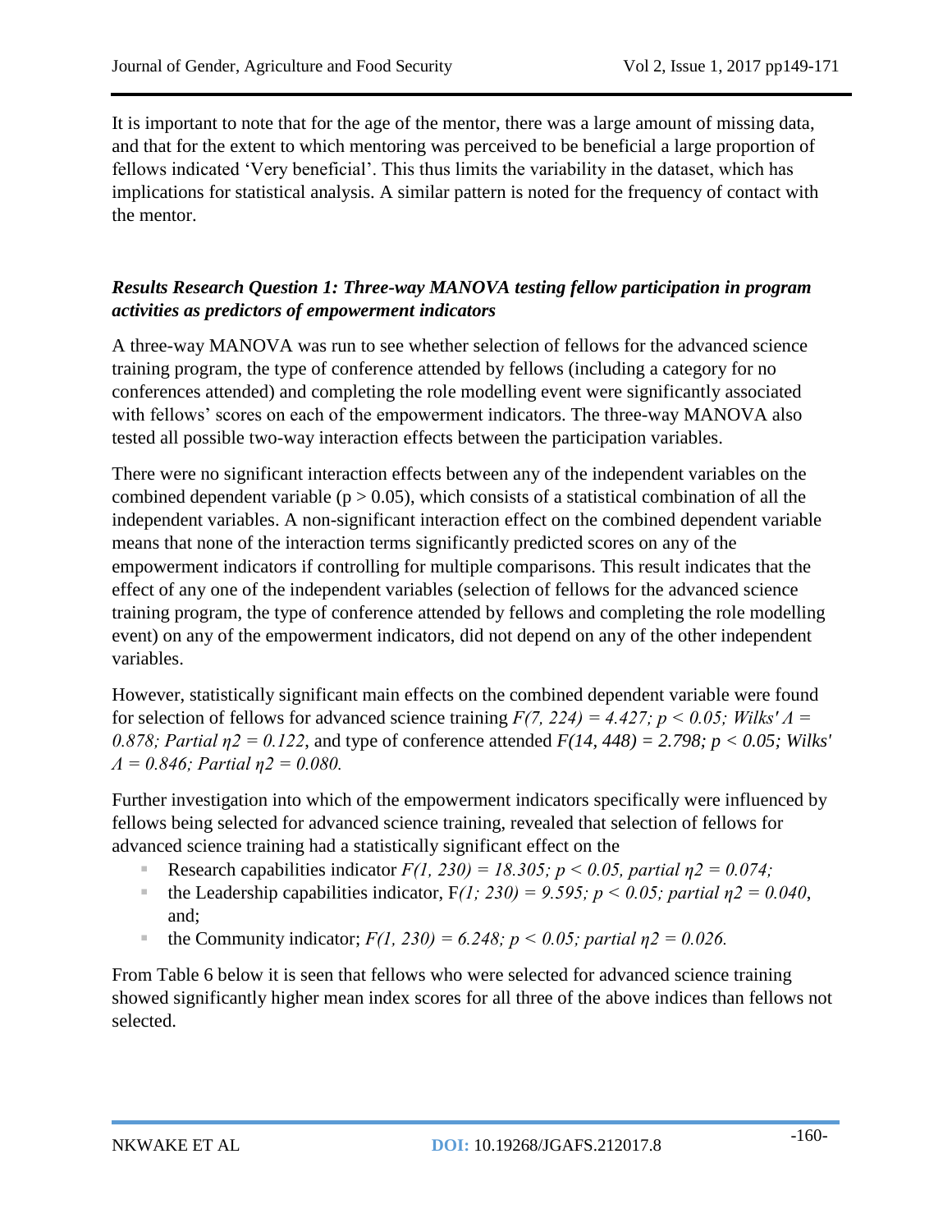It is important to note that for the age of the mentor, there was a large amount of missing data, and that for the extent to which mentoring was perceived to be beneficial a large proportion of fellows indicated 'Very beneficial'. This thus limits the variability in the dataset, which has implications for statistical analysis. A similar pattern is noted for the frequency of contact with the mentor.

### *Results Research Question 1: Three-way MANOVA testing fellow participation in program activities as predictors of empowerment indicators*

A three-way MANOVA was run to see whether selection of fellows for the advanced science training program, the type of conference attended by fellows (including a category for no conferences attended) and completing the role modelling event were significantly associated with fellows' scores on each of the empowerment indicators. The three-way MANOVA also tested all possible two-way interaction effects between the participation variables.

There were no significant interaction effects between any of the independent variables on the combined dependent variable ($p > 0.05$), which consists of a statistical combination of all the independent variables. A non-significant interaction effect on the combined dependent variable means that none of the interaction terms significantly predicted scores on any of the empowerment indicators if controlling for multiple comparisons. This result indicates that the effect of any one of the independent variables (selection of fellows for the advanced science training program, the type of conference attended by fellows and completing the role modelling event) on any of the empowerment indicators, did not depend on any of the other independent variables.

However, statistically significant main effects on the combined dependent variable were found for selection of fellows for advanced science training $F(7, 224) = 4.427; p < 0.05; Wilks' \Lambda = 0.878; Partial\ \eta 2 = 0.122$, and type of conference attended $F(14, 448) = 2.798; p < 0.05; Wilks' \Lambda = 0.846; Partial\ \eta 2 = 0.080$.

Further investigation into which of the empowerment indicators specifically were influenced by fellows being selected for advanced science training, revealed that selection of fellows for advanced science training had a statistically significant effect on the

- Research capabilities indicator $F(1, 230) = 18.305; p < 0.05, partial\ \eta 2 = 0.074;$
- the Leadership capabilities indicator, $F(1; 230) = 9.595; p < 0.05; partial\ \eta 2 = 0.040$, and;
- the Community indicator; $F(1, 230) = 6.248; p < 0.05; partial\ \eta 2 = 0.026.$

From Table 6 below it is seen that fellows who were selected for advanced science training showed significantly higher mean index scores for all three of the above indices than fellows not selected.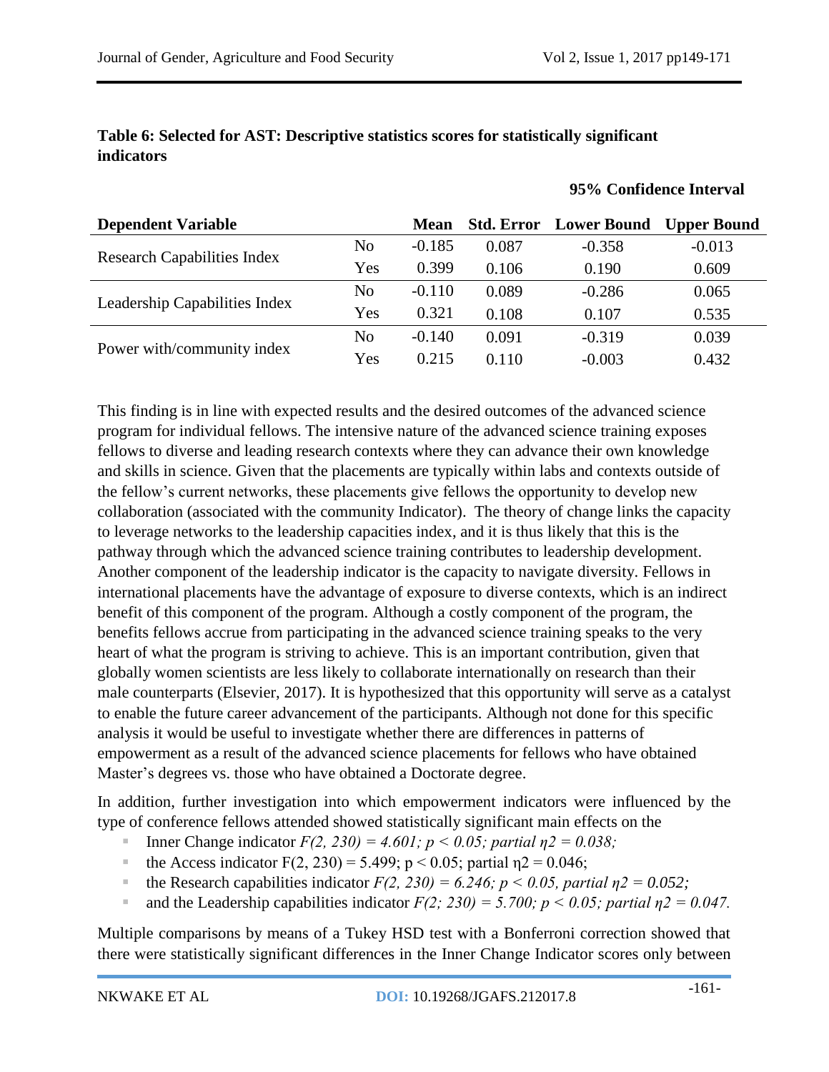**Table 6: Selected for AST: Descriptive statistics scores for statistically significant indicators**

| Dependent Variable | | Mean | Std. Error | 95% Confidence Interval Lower Bound | Upper Bound |
|---|---|---|---|---|---|
| Research Capabilities Index | No | -0.185 | 0.087 | -0.358 | -0.013 |
| | Yes | 0.399 | 0.106 | 0.190 | 0.609 |
| Leadership Capabilities Index | No | -0.110 | 0.089 | -0.286 | 0.065 |
| | Yes | 0.321 | 0.108 | 0.107 | 0.535 |
| Power with/community index | No | -0.140 | 0.091 | -0.319 | 0.039 |
| | Yes | 0.215 | 0.110 | -0.003 | 0.432 |

This finding is in line with expected results and the desired outcomes of the advanced science program for individual fellows. The intensive nature of the advanced science training exposes fellows to diverse and leading research contexts where they can advance their own knowledge and skills in science. Given that the placements are typically within labs and contexts outside of the fellow's current networks, these placements give fellows the opportunity to develop new collaboration (associated with the community Indicator). The theory of change links the capacity to leverage networks to the leadership capacities index, and it is thus likely that this is the pathway through which the advanced science training contributes to leadership development. Another component of the leadership indicator is the capacity to navigate diversity. Fellows in international placements have the advantage of exposure to diverse contexts, which is an indirect benefit of this component of the program. Although a costly component of the program, the benefits fellows accrue from participating in the advanced science training speaks to the very heart of what the program is striving to achieve. This is an important contribution, given that globally women scientists are less likely to collaborate internationally on research than their male counterparts (Elsevier, 2017). It is hypothesized that this opportunity will serve as a catalyst to enable the future career advancement of the participants. Although not done for this specific analysis it would be useful to investigate whether there are differences in patterns of empowerment as a result of the advanced science placements for fellows who have obtained Master's degrees vs. those who have obtained a Doctorate degree.

In addition, further investigation into which empowerment indicators were influenced by the type of conference fellows attended showed statistically significant main effects on the

- Inner Change indicator *$F(2, 230) = 4.601$; $p < 0.05$; partial $\eta 2 = 0.038$;*
- the Access indicator $F(2, 230) = 5.499$; $p < 0.05$; partial $\eta 2 = 0.046$;
- the Research capabilities indicator *$F(2, 230) = 6.246$; $p < 0.05$, partial $\eta 2 = 0.052$;*
- and the Leadership capabilities indicator *$F(2; 230) = 5.700$; $p < 0.05$; partial $\eta 2 = 0.047$.*

Multiple comparisons by means of a Tukey HSD test with a Bonferroni correction showed that there were statistically significant differences in the Inner Change Indicator scores only between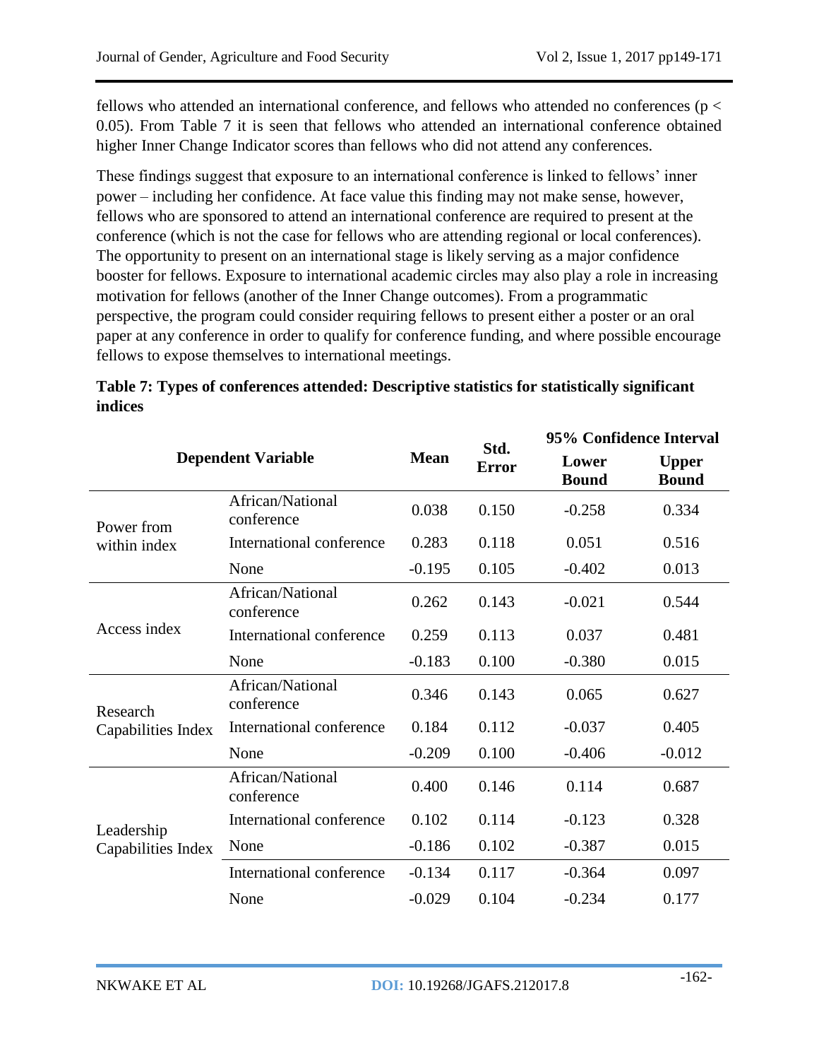fellows who attended an international conference, and fellows who attended no conferences ($p < 0.05$). From Table 7 it is seen that fellows who attended an international conference obtained higher Inner Change Indicator scores than fellows who did not attend any conferences.

These findings suggest that exposure to an international conference is linked to fellows' inner power – including her confidence. At face value this finding may not make sense, however, fellows who are sponsored to attend an international conference are required to present at the conference (which is not the case for fellows who are attending regional or local conferences). The opportunity to present on an international stage is likely serving as a major confidence booster for fellows. Exposure to international academic circles may also play a role in increasing motivation for fellows (another of the Inner Change outcomes). From a programmatic perspective, the program could consider requiring fellows to present either a poster or an oral paper at any conference in order to qualify for conference funding, and where possible encourage fellows to expose themselves to international meetings.

**Table 7: Types of conferences attended: Descriptive statistics for statistically significant indices**

| Dependent Variable | | Mean | Std. Error | 95% Confidence Interval | |
|---|---|---|---|---|---|
| | | | | Lower Bound | Upper Bound |
| Power from within index | African/National conference | 0.038 | 0.150 | -0.258 | 0.334 |
| | International conference | 0.283 | 0.118 | 0.051 | 0.516 |
| | None | -0.195 | 0.105 | -0.402 | 0.013 |
| Access index | African/National conference | 0.262 | 0.143 | -0.021 | 0.544 |
| | International conference | 0.259 | 0.113 | 0.037 | 0.481 |
| | None | -0.183 | 0.100 | -0.380 | 0.015 |
| Research Capabilities Index | African/National conference | 0.346 | 0.143 | 0.065 | 0.627 |
| | International conference | 0.184 | 0.112 | -0.037 | 0.405 |
| | None | -0.209 | 0.100 | -0.406 | -0.012 |
| Leadership Capabilities Index | African/National conference | 0.400 | 0.146 | 0.114 | 0.687 |
| | International conference | 0.102 | 0.114 | -0.123 | 0.328 |
| | None | -0.186 | 0.102 | -0.387 | 0.015 |
| | International conference | -0.134 | 0.117 | -0.364 | 0.097 |
| | None | -0.029 | 0.104 | -0.234 | 0.177 |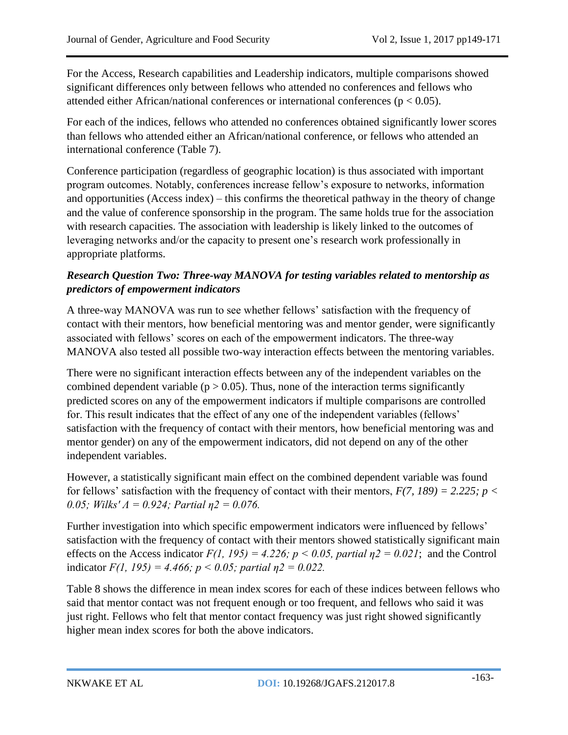For the Access, Research capabilities and Leadership indicators, multiple comparisons showed significant differences only between fellows who attended no conferences and fellows who attended either African/national conferences or international conferences ($p < 0.05$).

For each of the indices, fellows who attended no conferences obtained significantly lower scores than fellows who attended either an African/national conference, or fellows who attended an international conference (Table 7).

Conference participation (regardless of geographic location) is thus associated with important program outcomes. Notably, conferences increase fellow's exposure to networks, information and opportunities (Access index) – this confirms the theoretical pathway in the theory of change and the value of conference sponsorship in the program. The same holds true for the association with research capacities. The association with leadership is likely linked to the outcomes of leveraging networks and/or the capacity to present one's research work professionally in appropriate platforms.

### *Research Question Two: Three-way MANOVA for testing variables related to mentorship as predictors of empowerment indicators*

A three-way MANOVA was run to see whether fellows' satisfaction with the frequency of contact with their mentors, how beneficial mentoring was and mentor gender, were significantly associated with fellows' scores on each of the empowerment indicators. The three-way MANOVA also tested all possible two-way interaction effects between the mentoring variables.

There were no significant interaction effects between any of the independent variables on the combined dependent variable ($p > 0.05$). Thus, none of the interaction terms significantly predicted scores on any of the empowerment indicators if multiple comparisons are controlled for. This result indicates that the effect of any one of the independent variables (fellows' satisfaction with the frequency of contact with their mentors, how beneficial mentoring was and mentor gender) on any of the empowerment indicators, did not depend on any of the other independent variables.

However, a statistically significant main effect on the combined dependent variable was found for fellows' satisfaction with the frequency of contact with their mentors, $F(7, 189) = 2.225; p < 0.05; Wilks' \Lambda = 0.924; Partial\ \eta^2 = 0.076.$

Further investigation into which specific empowerment indicators were influenced by fellows' satisfaction with the frequency of contact with their mentors showed statistically significant main effects on the Access indicator $F(1, 195) = 4.226; p < 0.05, partial\ \eta^2 = 0.021$; and the Control indicator $F(1, 195) = 4.466; p < 0.05; partial\ \eta^2 = 0.022.$

Table 8 shows the difference in mean index scores for each of these indices between fellows who said that mentor contact was not frequent enough or too frequent, and fellows who said it was just right. Fellows who felt that mentor contact frequency was just right showed significantly higher mean index scores for both the above indicators.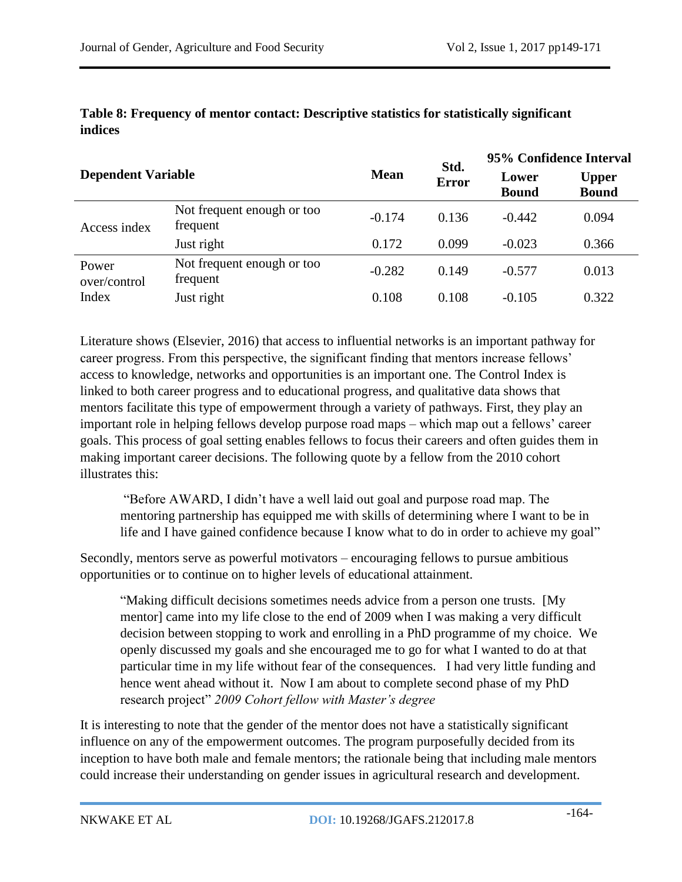**Table 8: Frequency of mentor contact: Descriptive statistics for statistically significant indices**

| Dependent Variable | | Mean | Std. Error | 95% Confidence Interval | |
|---|---|---|---|---|---|
| | | | | Lower Bound | Upper Bound |
| Access index | Not frequent enough or too frequent | -0.174 | 0.136 | -0.442 | 0.094 |
| | Just right | 0.172 | 0.099 | -0.023 | 0.366 |
| Power over/control Index | Not frequent enough or too frequent | -0.282 | 0.149 | -0.577 | 0.013 |
| | Just right | 0.108 | 0.108 | -0.105 | 0.322 |

Literature shows (Elsevier, 2016) that access to influential networks is an important pathway for career progress. From this perspective, the significant finding that mentors increase fellows' access to knowledge, networks and opportunities is an important one. The Control Index is linked to both career progress and to educational progress, and qualitative data shows that mentors facilitate this type of empowerment through a variety of pathways. First, they play an important role in helping fellows develop purpose road maps – which map out a fellows' career goals. This process of goal setting enables fellows to focus their careers and often guides them in making important career decisions. The following quote by a fellow from the 2010 cohort illustrates this:

> "Before AWARD, I didn't have a well laid out goal and purpose road map. The mentoring partnership has equipped me with skills of determining where I want to be in life and I have gained confidence because I know what to do in order to achieve my goal"

Secondly, mentors serve as powerful motivators – encouraging fellows to pursue ambitious opportunities or to continue on to higher levels of educational attainment.

> "Making difficult decisions sometimes needs advice from a person one trusts. [My mentor] came into my life close to the end of 2009 when I was making a very difficult decision between stopping to work and enrolling in a PhD programme of my choice. We openly discussed my goals and she encouraged me to go for what I wanted to do at that particular time in my life without fear of the consequences. I had very little funding and hence went ahead without it. Now I am about to complete second phase of my PhD research project" *2009 Cohort fellow with Master's degree*

It is interesting to note that the gender of the mentor does not have a statistically significant influence on any of the empowerment outcomes. The program purposefully decided from its inception to have both male and female mentors; the rationale being that including male mentors could increase their understanding on gender issues in agricultural research and development.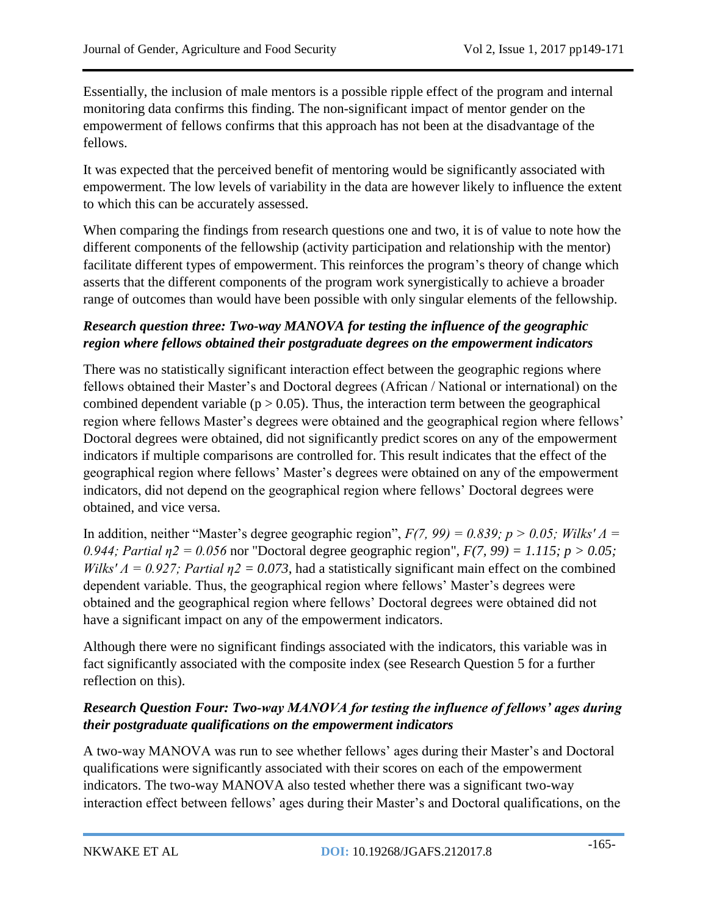Essentially, the inclusion of male mentors is a possible ripple effect of the program and internal monitoring data confirms this finding. The non-significant impact of mentor gender on the empowerment of fellows confirms that this approach has not been at the disadvantage of the fellows.

It was expected that the perceived benefit of mentoring would be significantly associated with empowerment. The low levels of variability in the data are however likely to influence the extent to which this can be accurately assessed.

When comparing the findings from research questions one and two, it is of value to note how the different components of the fellowship (activity participation and relationship with the mentor) facilitate different types of empowerment. This reinforces the program's theory of change which asserts that the different components of the program work synergistically to achieve a broader range of outcomes than would have been possible with only singular elements of the fellowship.

### *Research question three: Two-way MANOVA for testing the influence of the geographic region where fellows obtained their postgraduate degrees on the empowerment indicators*

There was no statistically significant interaction effect between the geographic regions where fellows obtained their Master's and Doctoral degrees (African / National or international) on the combined dependent variable ($p > 0.05$). Thus, the interaction term between the geographical region where fellows Master's degrees were obtained and the geographical region where fellows' Doctoral degrees were obtained, did not significantly predict scores on any of the empowerment indicators if multiple comparisons are controlled for. This result indicates that the effect of the geographical region where fellows' Master's degrees were obtained on any of the empowerment indicators, did not depend on the geographical region where fellows' Doctoral degrees were obtained, and vice versa.

In addition, neither "Master's degree geographic region", $F(7, 99) = 0.839$; $p > 0.05$; Wilks' $\Lambda = 0.944$; Partial $\eta^2 = 0.056$ nor "Doctoral degree geographic region", $F(7, 99) = 1.115$; $p > 0.05$; Wilks' $\Lambda = 0.927$; Partial $\eta^2 = 0.073$, had a statistically significant main effect on the combined dependent variable. Thus, the geographical region where fellows' Master's degrees were obtained and the geographical region where fellows' Doctoral degrees were obtained did not have a significant impact on any of the empowerment indicators.

Although there were no significant findings associated with the indicators, this variable was in fact significantly associated with the composite index (see Research Question 5 for a further reflection on this).

### *Research Question Four: Two-way MANOVA for testing the influence of fellows' ages during their postgraduate qualifications on the empowerment indicators*

A two-way MANOVA was run to see whether fellows' ages during their Master's and Doctoral qualifications were significantly associated with their scores on each of the empowerment indicators. The two-way MANOVA also tested whether there was a significant two-way interaction effect between fellows' ages during their Master's and Doctoral qualifications, on the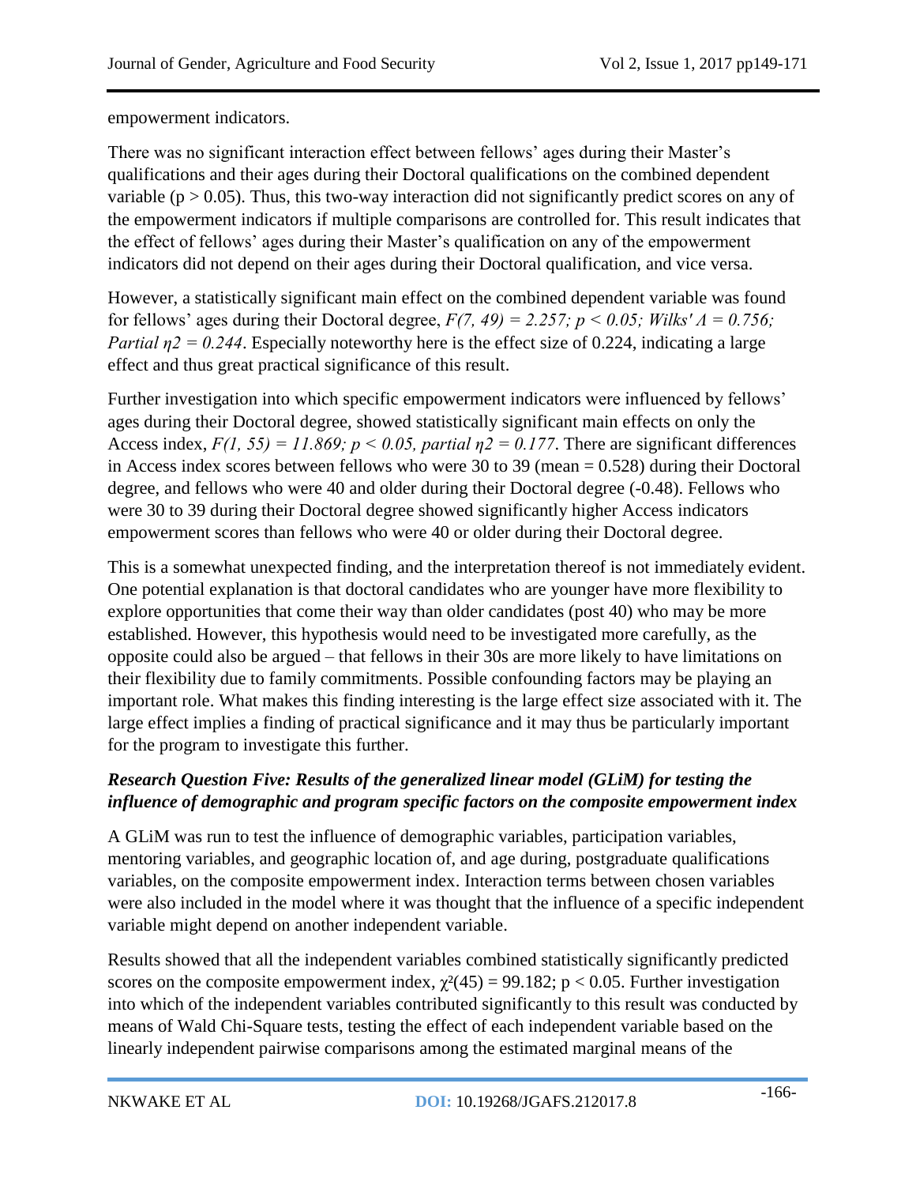empowerment indicators.

There was no significant interaction effect between fellows' ages during their Master's qualifications and their ages during their Doctoral qualifications on the combined dependent variable ($p > 0.05$). Thus, this two-way interaction did not significantly predict scores on any of the empowerment indicators if multiple comparisons are controlled for. This result indicates that the effect of fellows' ages during their Master's qualification on any of the empowerment indicators did not depend on their ages during their Doctoral qualification, and vice versa.

However, a statistically significant main effect on the combined dependent variable was found for fellows' ages during their Doctoral degree, $F(7, 49) = 2.257; p < 0.05; Wilks' \Lambda = 0.756; Partial\ \eta^2 = 0.244$. Especially noteworthy here is the effect size of 0.224, indicating a large effect and thus great practical significance of this result.

Further investigation into which specific empowerment indicators were influenced by fellows' ages during their Doctoral degree, showed statistically significant main effects on only the Access index, $F(1, 55) = 11.869; p < 0.05, partial\ \eta^2 = 0.177$. There are significant differences in Access index scores between fellows who were 30 to 39 (mean = 0.528) during their Doctoral degree, and fellows who were 40 and older during their Doctoral degree (-0.48). Fellows who were 30 to 39 during their Doctoral degree showed significantly higher Access indicators empowerment scores than fellows who were 40 or older during their Doctoral degree.

This is a somewhat unexpected finding, and the interpretation thereof is not immediately evident. One potential explanation is that doctoral candidates who are younger have more flexibility to explore opportunities that come their way than older candidates (post 40) who may be more established. However, this hypothesis would need to be investigated more carefully, as the opposite could also be argued – that fellows in their 30s are more likely to have limitations on their flexibility due to family commitments. Possible confounding factors may be playing an important role. What makes this finding interesting is the large effect size associated with it. The large effect implies a finding of practical significance and it may thus be particularly important for the program to investigate this further.

### *Research Question Five: Results of the generalized linear model (GLiM) for testing the influence of demographic and program specific factors on the composite empowerment index*

A GLiM was run to test the influence of demographic variables, participation variables, mentoring variables, and geographic location of, and age during, postgraduate qualifications variables, on the composite empowerment index. Interaction terms between chosen variables were also included in the model where it was thought that the influence of a specific independent variable might depend on another independent variable.

Results showed that all the independent variables combined statistically significantly predicted scores on the composite empowerment index, $\chi^2(45) = 99.182; p < 0.05$. Further investigation into which of the independent variables contributed significantly to this result was conducted by means of Wald Chi-Square tests, testing the effect of each independent variable based on the linearly independent pairwise comparisons among the estimated marginal means of the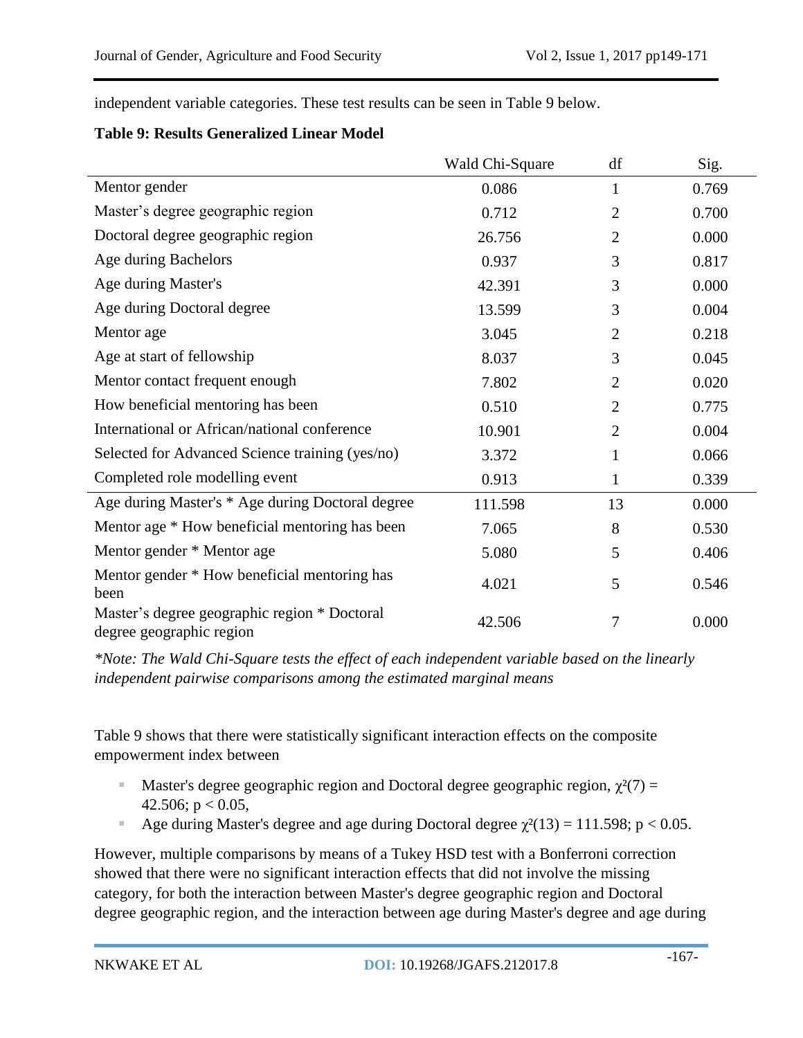independent variable categories. These test results can be seen in Table 9 below.

**Table 9: Results Generalized Linear Model**

| | Wald Chi-Square | df | Sig. |
|---|---|---|---|
| Mentor gender | 0.086 | 1 | 0.769 |
| Master's degree geographic region | 0.712 | 2 | 0.700 |
| Doctoral degree geographic region | 26.756 | 2 | 0.000 |
| Age during Bachelors | 0.937 | 3 | 0.817 |
| Age during Master's | 42.391 | 3 | 0.000 |
| Age during Doctoral degree | 13.599 | 3 | 0.004 |
| Mentor age | 3.045 | 2 | 0.218 |
| Age at start of fellowship | 8.037 | 3 | 0.045 |
| Mentor contact frequent enough | 7.802 | 2 | 0.020 |
| How beneficial mentoring has been | 0.510 | 2 | 0.775 |
| International or African/national conference | 10.901 | 2 | 0.004 |
| Selected for Advanced Science training (yes/no) | 3.372 | 1 | 0.066 |
| Completed role modelling event | 0.913 | 1 | 0.339 |
| Age during Master's * Age during Doctoral degree | 111.598 | 13 | 0.000 |
| Mentor age * How beneficial mentoring has been | 7.065 | 8 | 0.530 |
| Mentor gender * Mentor age | 5.080 | 5 | 0.406 |
| Mentor gender * How beneficial mentoring has been | 4.021 | 5 | 0.546 |
| Master's degree geographic region * Doctoral degree geographic region | 42.506 | 7 | 0.000 |

*\*Note: The Wald Chi-Square tests the effect of each independent variable based on the linearly independent pairwise comparisons among the estimated marginal means*

Table 9 shows that there were statistically significant interaction effects on the composite empowerment index between

- Master's degree geographic region and Doctoral degree geographic region, $\chi^2(7) = 42.506$; $p < 0.05$,
- Age during Master's degree and age during Doctoral degree $\chi^2(13) = 111.598$; $p < 0.05$.

However, multiple comparisons by means of a Tukey HSD test with a Bonferroni correction showed that there were no significant interaction effects that did not involve the missing category, for both the interaction between Master's degree geographic region and Doctoral degree geographic region, and the interaction between age during Master's degree and age during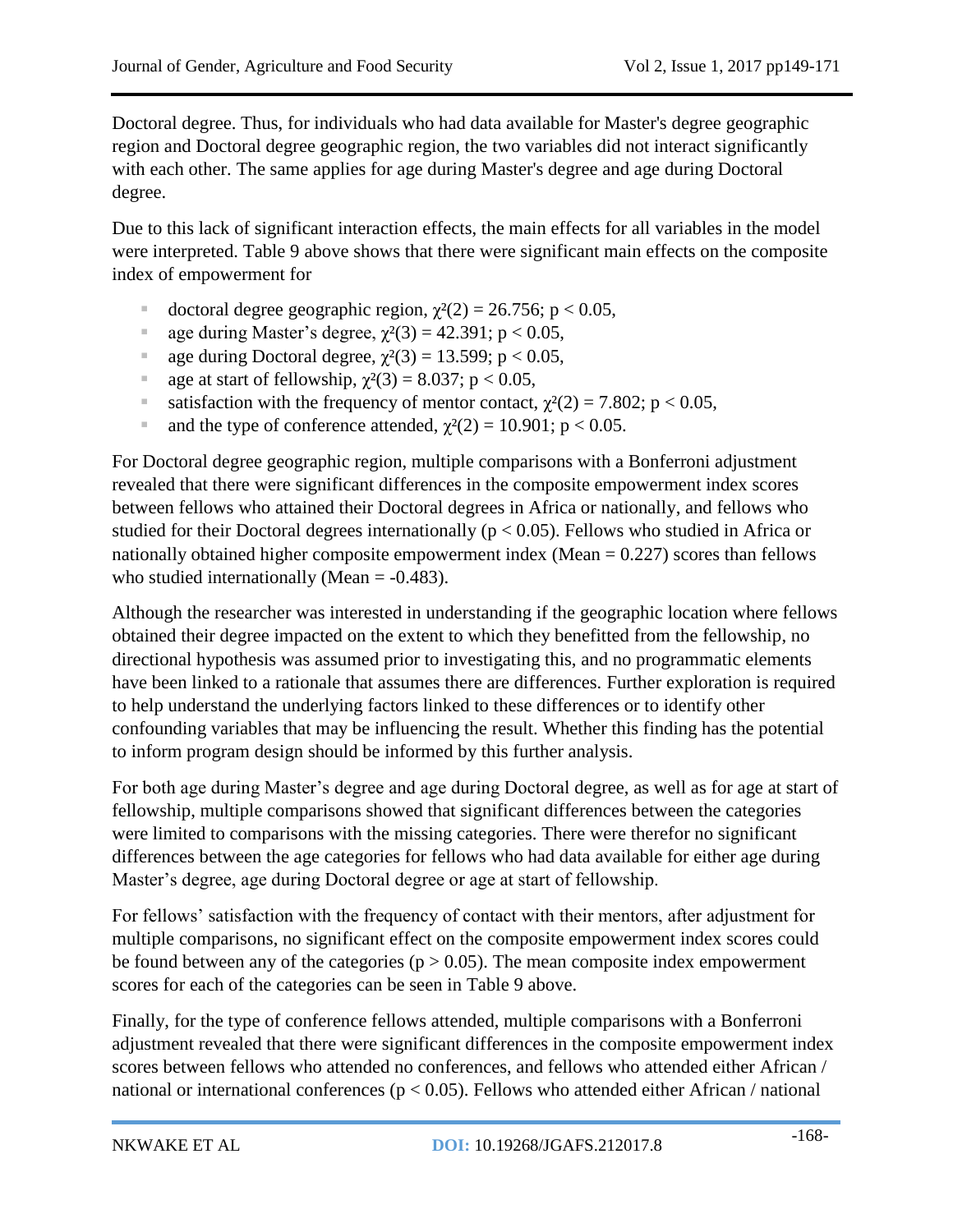Doctoral degree. Thus, for individuals who had data available for Master's degree geographic region and Doctoral degree geographic region, the two variables did not interact significantly with each other. The same applies for age during Master's degree and age during Doctoral degree.

Due to this lack of significant interaction effects, the main effects for all variables in the model were interpreted. Table 9 above shows that there were significant main effects on the composite index of empowerment for

- doctoral degree geographic region, $\chi^2(2) = 26.756$; $p < 0.05$,
- age during Master's degree, $\chi^2(3) = 42.391$; $p < 0.05$,
- age during Doctoral degree, $\chi^2(3) = 13.599$; $p < 0.05$,
- age at start of fellowship, $\chi^2(3) = 8.037$; $p < 0.05$,
- satisfaction with the frequency of mentor contact, $\chi^2(2) = 7.802$; $p < 0.05$,
- and the type of conference attended, $\chi^2(2) = 10.901$; $p < 0.05$.

For Doctoral degree geographic region, multiple comparisons with a Bonferroni adjustment revealed that there were significant differences in the composite empowerment index scores between fellows who attained their Doctoral degrees in Africa or nationally, and fellows who studied for their Doctoral degrees internationally ($p < 0.05$). Fellows who studied in Africa or nationally obtained higher composite empowerment index (Mean = 0.227) scores than fellows who studied internationally (Mean = -0.483).

Although the researcher was interested in understanding if the geographic location where fellows obtained their degree impacted on the extent to which they benefitted from the fellowship, no directional hypothesis was assumed prior to investigating this, and no programmatic elements have been linked to a rationale that assumes there are differences. Further exploration is required to help understand the underlying factors linked to these differences or to identify other confounding variables that may be influencing the result. Whether this finding has the potential to inform program design should be informed by this further analysis.

For both age during Master's degree and age during Doctoral degree, as well as for age at start of fellowship, multiple comparisons showed that significant differences between the categories were limited to comparisons with the missing categories. There were therefor no significant differences between the age categories for fellows who had data available for either age during Master's degree, age during Doctoral degree or age at start of fellowship.

For fellows' satisfaction with the frequency of contact with their mentors, after adjustment for multiple comparisons, no significant effect on the composite empowerment index scores could be found between any of the categories ($p > 0.05$). The mean composite index empowerment scores for each of the categories can be seen in Table 9 above.

Finally, for the type of conference fellows attended, multiple comparisons with a Bonferroni adjustment revealed that there were significant differences in the composite empowerment index scores between fellows who attended no conferences, and fellows who attended either African / national or international conferences ($p < 0.05$). Fellows who attended either African / national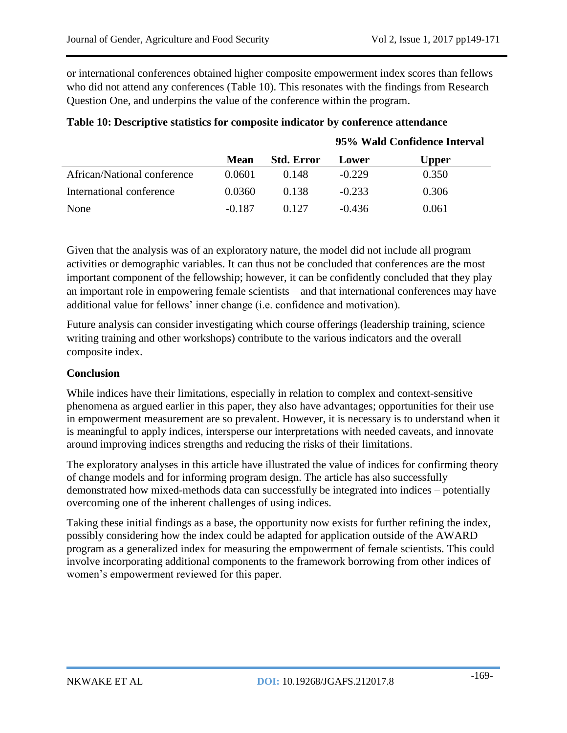or international conferences obtained higher composite empowerment index scores than fellows who did not attend any conferences (Table 10). This resonates with the findings from Research Question One, and underpins the value of the conference within the program.

**Table 10: Descriptive statistics for composite indicator by conference attendance**

| | | | 95% Wald Confidence Interval | |
|---|---|---|---|---|
| | **Mean** | **Std. Error** | **Lower** | **Upper** |
| African/National conference | 0.0601 | 0.148 | -0.229 | 0.350 |
| International conference | 0.0360 | 0.138 | -0.233 | 0.306 |
| None | -0.187 | 0.127 | -0.436 | 0.061 |

Given that the analysis was of an exploratory nature, the model did not include all program activities or demographic variables. It can thus not be concluded that conferences are the most important component of the fellowship; however, it can be confidently concluded that they play an important role in empowering female scientists – and that international conferences may have additional value for fellows' inner change (i.e. confidence and motivation).

Future analysis can consider investigating which course offerings (leadership training, science writing training and other workshops) contribute to the various indicators and the overall composite index.

## Conclusion

While indices have their limitations, especially in relation to complex and context-sensitive phenomena as argued earlier in this paper, they also have advantages; opportunities for their use in empowerment measurement are so prevalent. However, it is necessary is to understand when it is meaningful to apply indices, intersperse our interpretations with needed caveats, and innovate around improving indices strengths and reducing the risks of their limitations.

The exploratory analyses in this article have illustrated the value of indices for confirming theory of change models and for informing program design. The article has also successfully demonstrated how mixed-methods data can successfully be integrated into indices – potentially overcoming one of the inherent challenges of using indices.

Taking these initial findings as a base, the opportunity now exists for further refining the index, possibly considering how the index could be adapted for application outside of the AWARD program as a generalized index for measuring the empowerment of female scientists. This could involve incorporating additional components to the framework borrowing from other indices of women's empowerment reviewed for this paper.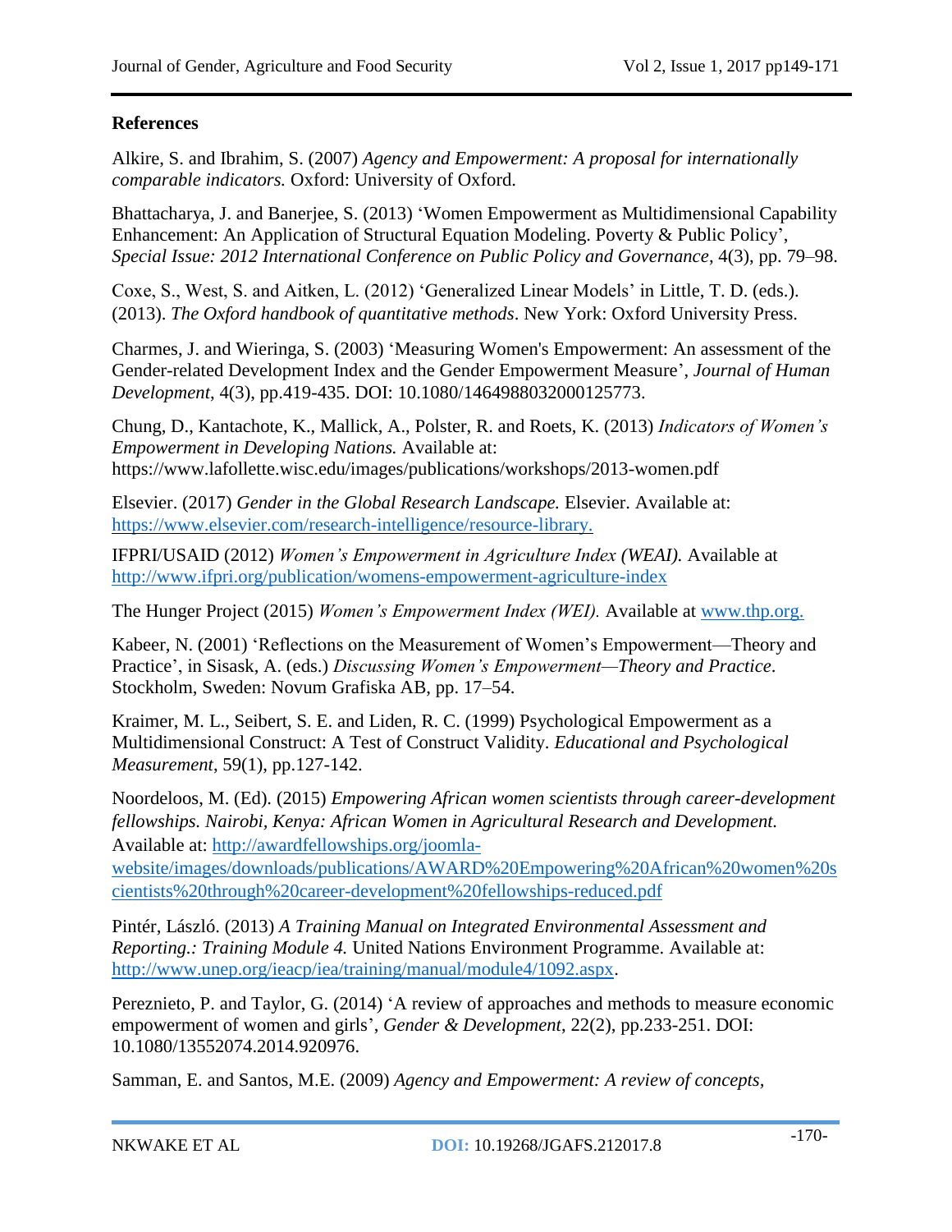**References**

Alkire, S. and Ibrahim, S. (2007) *Agency and Empowerment: A proposal for internationally comparable indicators.* Oxford: University of Oxford.

Bhattacharya, J. and Banerjee, S. (2013) 'Women Empowerment as Multidimensional Capability Enhancement: An Application of Structural Equation Modeling. Poverty & Public Policy', *Special Issue: 2012 International Conference on Public Policy and Governance*, 4(3), pp. 79–98.

Coxe, S., West, S. and Aitken, L. (2012) 'Generalized Linear Models' in Little, T. D. (eds.). (2013). *The Oxford handbook of quantitative methods*. New York: Oxford University Press.

Charmes, J. and Wieringa, S. (2003) 'Measuring Women's Empowerment: An assessment of the Gender-related Development Index and the Gender Empowerment Measure', *Journal of Human Development*, 4(3), pp.419-435. DOI: 10.1080/1464988032000125773.

Chung, D., Kantachote, K., Mallick, A., Polster, R. and Roets, K. (2013) *Indicators of Women's Empowerment in Developing Nations.* Available at: https://www.lafollette.wisc.edu/images/publications/workshops/2013-women.pdf

Elsevier. (2017) *Gender in the Global Research Landscape.* Elsevier. Available at: https://www.elsevier.com/research-intelligence/resource-library.

IFPRI/USAID (2012) *Women's Empowerment in Agriculture Index (WEAI).* Available at http://www.ifpri.org/publication/womens-empowerment-agriculture-index

The Hunger Project (2015) *Women's Empowerment Index (WEI).* Available at www.thp.org.

Kabeer, N. (2001) 'Reflections on the Measurement of Women's Empowerment—Theory and Practice', in Sisask, A. (eds.) *Discussing Women's Empowerment—Theory and Practice*. Stockholm, Sweden: Novum Grafiska AB, pp. 17–54.

Kraimer, M. L., Seibert, S. E. and Liden, R. C. (1999) Psychological Empowerment as a Multidimensional Construct: A Test of Construct Validity. *Educational and Psychological Measurement*, 59(1), pp.127-142.

Noordeloos, M. (Ed). (2015) *Empowering African women scientists through career-development fellowships. Nairobi, Kenya: African Women in Agricultural Research and Development.* Available at: http://awardfellowships.org/joomla-website/images/downloads/publications/AWARD%20Empowering%20African%20women%20scientists%20through%20career-development%20fellowships-reduced.pdf

Pintér, László. (2013) *A Training Manual on Integrated Environmental Assessment and Reporting.: Training Module 4.* United Nations Environment Programme. Available at: http://www.unep.org/ieacp/iea/training/manual/module4/1092.aspx.

Pereznieto, P. and Taylor, G. (2014) 'A review of approaches and methods to measure economic empowerment of women and girls', *Gender & Development*, 22(2), pp.233-251. DOI: 10.1080/13552074.2014.920976.

Samman, E. and Santos, M.E. (2009) *Agency and Empowerment: A review of concepts,*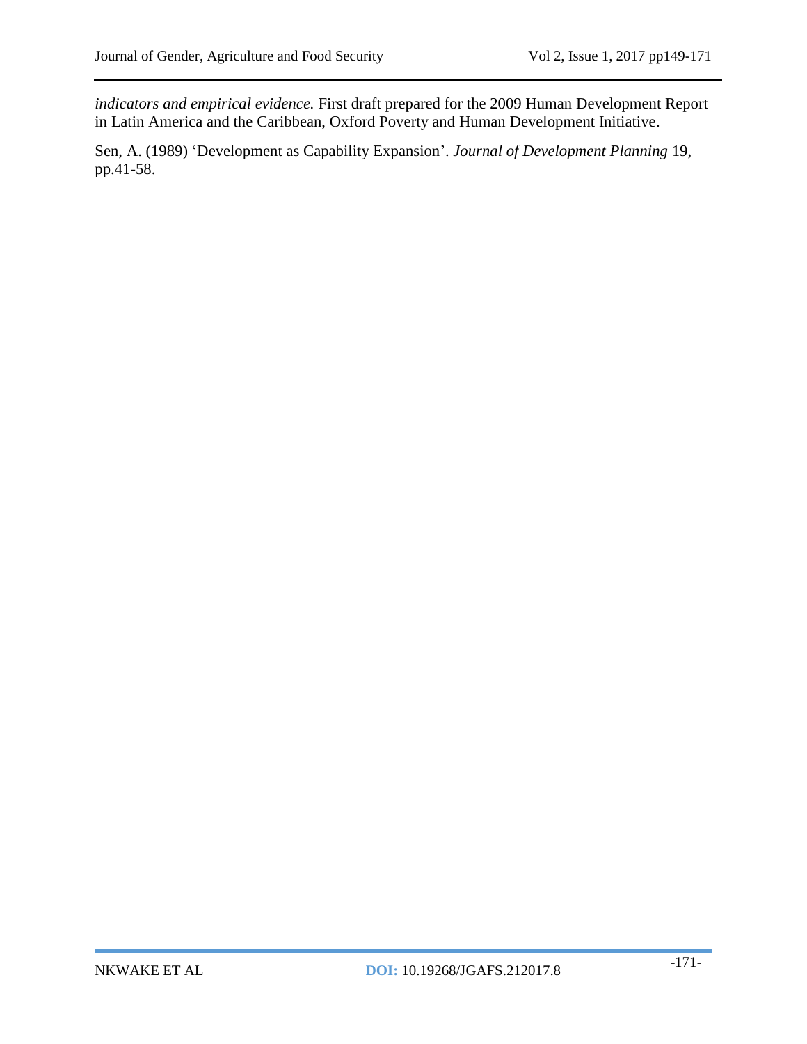*indicators and empirical evidence.* First draft prepared for the 2009 Human Development Report in Latin America and the Caribbean, Oxford Poverty and Human Development Initiative.

Sen, A. (1989) 'Development as Capability Expansion'. *Journal of Development Planning* 19, pp.41-58.